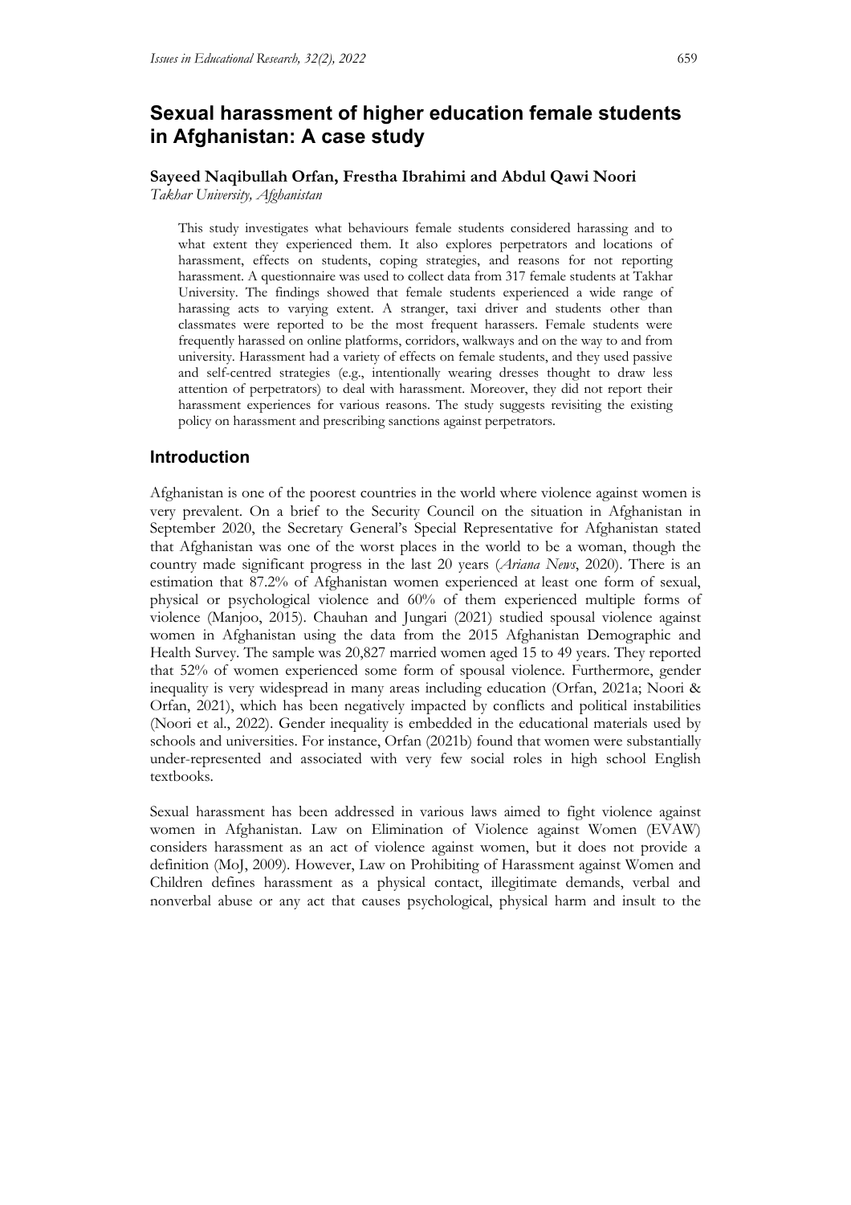# Sexual harassment of higher education female students in Afghanistan: A case study

**Sayeed Naqibullah Orfan, Frestha Ibrahimi and Abdul Qawi Noori**

*Takhar University, Afghanistan*

> This study investigates what behaviours female students considered harassing and to what extent they experienced them. It also explores perpetrators and locations of harassment, effects on students, coping strategies, and reasons for not reporting harassment. A questionnaire was used to collect data from 317 female students at Takhar University. The findings showed that female students experienced a wide range of harassing acts to varying extent. A stranger, taxi driver and students other than classmates were reported to be the most frequent harassers. Female students were frequently harassed on online platforms, corridors, walkways and on the way to and from university. Harassment had a variety of effects on female students, and they used passive and self-centred strategies (e.g., intentionally wearing dresses thought to draw less attention of perpetrators) to deal with harassment. Moreover, they did not report their harassment experiences for various reasons. The study suggests revisiting the existing policy on harassment and prescribing sanctions against perpetrators.

## Introduction

Afghanistan is one of the poorest countries in the world where violence against women is very prevalent. On a brief to the Security Council on the situation in Afghanistan in September 2020, the Secretary General's Special Representative for Afghanistan stated that Afghanistan was one of the worst places in the world to be a woman, though the country made significant progress in the last 20 years (*Ariana News*, 2020). There is an estimation that 87.2% of Afghanistan women experienced at least one form of sexual, physical or psychological violence and 60% of them experienced multiple forms of violence (Manjoo, 2015). Chauhan and Jungari (2021) studied spousal violence against women in Afghanistan using the data from the 2015 Afghanistan Demographic and Health Survey. The sample was 20,827 married women aged 15 to 49 years. They reported that 52% of women experienced some form of spousal violence. Furthermore, gender inequality is very widespread in many areas including education (Orfan, 2021a; Noori & Orfan, 2021), which has been negatively impacted by conflicts and political instabilities (Noori et al., 2022). Gender inequality is embedded in the educational materials used by schools and universities. For instance, Orfan (2021b) found that women were substantially under-represented and associated with very few social roles in high school English textbooks.

Sexual harassment has been addressed in various laws aimed to fight violence against women in Afghanistan. Law on Elimination of Violence against Women (EVAW) considers harassment as an act of violence against women, but it does not provide a definition (MoJ, 2009). However, Law on Prohibiting of Harassment against Women and Children defines harassment as a physical contact, illegitimate demands, verbal and nonverbal abuse or any act that causes psychological, physical harm and insult to the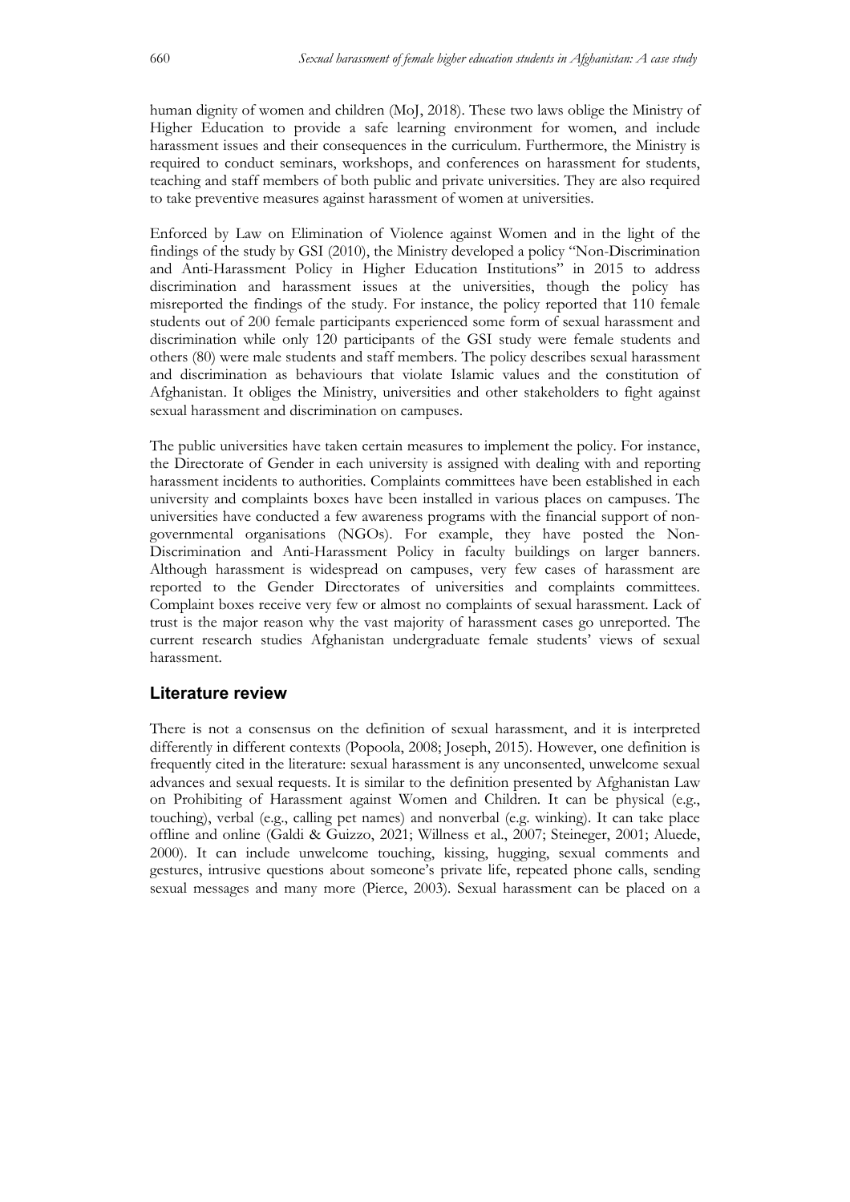human dignity of women and children (MoJ, 2018). These two laws oblige the Ministry of Higher Education to provide a safe learning environment for women, and include harassment issues and their consequences in the curriculum. Furthermore, the Ministry is required to conduct seminars, workshops, and conferences on harassment for students, teaching and staff members of both public and private universities. They are also required to take preventive measures against harassment of women at universities.

Enforced by Law on Elimination of Violence against Women and in the light of the findings of the study by GSI (2010), the Ministry developed a policy "Non-Discrimination and Anti-Harassment Policy in Higher Education Institutions" in 2015 to address discrimination and harassment issues at the universities, though the policy has misreported the findings of the study. For instance, the policy reported that 110 female students out of 200 female participants experienced some form of sexual harassment and discrimination while only 120 participants of the GSI study were female students and others (80) were male students and staff members. The policy describes sexual harassment and discrimination as behaviours that violate Islamic values and the constitution of Afghanistan. It obliges the Ministry, universities and other stakeholders to fight against sexual harassment and discrimination on campuses.

The public universities have taken certain measures to implement the policy. For instance, the Directorate of Gender in each university is assigned with dealing with and reporting harassment incidents to authorities. Complaints committees have been established in each university and complaints boxes have been installed in various places on campuses. The universities have conducted a few awareness programs with the financial support of non-governmental organisations (NGOs). For example, they have posted the Non-Discrimination and Anti-Harassment Policy in faculty buildings on larger banners. Although harassment is widespread on campuses, very few cases of harassment are reported to the Gender Directorates of universities and complaints committees. Complaint boxes receive very few or almost no complaints of sexual harassment. Lack of trust is the major reason why the vast majority of harassment cases go unreported. The current research studies Afghanistan undergraduate female students' views of sexual harassment.

## Literature review

There is not a consensus on the definition of sexual harassment, and it is interpreted differently in different contexts (Popoola, 2008; Joseph, 2015). However, one definition is frequently cited in the literature: sexual harassment is any unconsented, unwelcome sexual advances and sexual requests. It is similar to the definition presented by Afghanistan Law on Prohibiting of Harassment against Women and Children. It can be physical (e.g., touching), verbal (e.g., calling pet names) and nonverbal (e.g. winking). It can take place offline and online (Galdi & Guizzo, 2021; Willness et al., 2007; Steineger, 2001; Aluede, 2000). It can include unwelcome touching, kissing, hugging, sexual comments and gestures, intrusive questions about someone's private life, repeated phone calls, sending sexual messages and many more (Pierce, 2003). Sexual harassment can be placed on a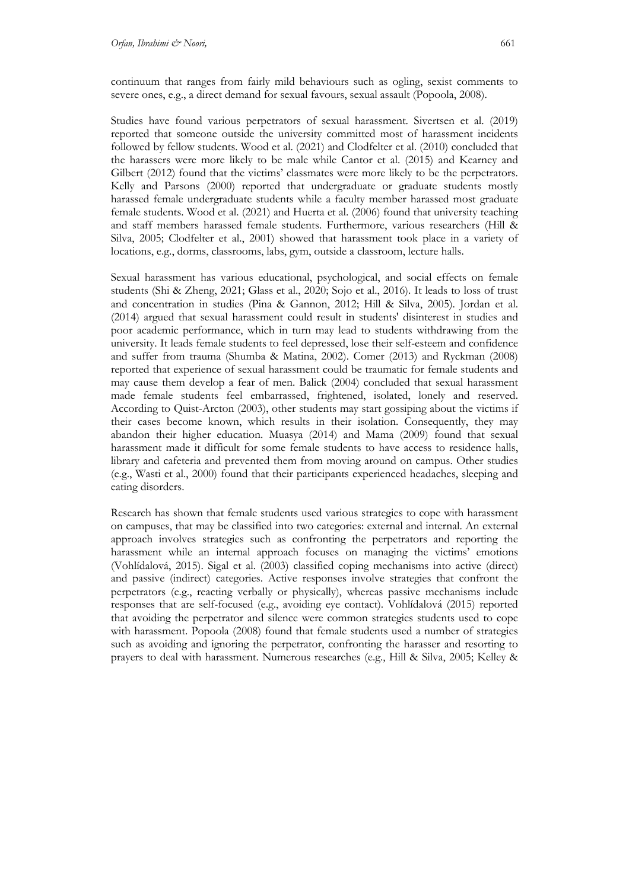continuum that ranges from fairly mild behaviours such as ogling, sexist comments to severe ones, e.g., a direct demand for sexual favours, sexual assault (Popoola, 2008).

Studies have found various perpetrators of sexual harassment. Sivertsen et al. (2019) reported that someone outside the university committed most of harassment incidents followed by fellow students. Wood et al. (2021) and Clodfelter et al. (2010) concluded that the harassers were more likely to be male while Cantor et al. (2015) and Kearney and Gilbert (2012) found that the victims' classmates were more likely to be the perpetrators. Kelly and Parsons (2000) reported that undergraduate or graduate students mostly harassed female undergraduate students while a faculty member harassed most graduate female students. Wood et al. (2021) and Huerta et al. (2006) found that university teaching and staff members harassed female students. Furthermore, various researchers (Hill & Silva, 2005; Clodfelter et al., 2001) showed that harassment took place in a variety of locations, e.g., dorms, classrooms, labs, gym, outside a classroom, lecture halls.

Sexual harassment has various educational, psychological, and social effects on female students (Shi & Zheng, 2021; Glass et al., 2020; Sojo et al., 2016). It leads to loss of trust and concentration in studies (Pina & Gannon, 2012; Hill & Silva, 2005). Jordan et al. (2014) argued that sexual harassment could result in students' disinterest in studies and poor academic performance, which in turn may lead to students withdrawing from the university. It leads female students to feel depressed, lose their self-esteem and confidence and suffer from trauma (Shumba & Matina, 2002). Comer (2013) and Ryckman (2008) reported that experience of sexual harassment could be traumatic for female students and may cause them develop a fear of men. Balick (2004) concluded that sexual harassment made female students feel embarrassed, frightened, isolated, lonely and reserved. According to Quist-Arcton (2003), other students may start gossiping about the victims if their cases become known, which results in their isolation. Consequently, they may abandon their higher education. Muasya (2014) and Mama (2009) found that sexual harassment made it difficult for some female students to have access to residence halls, library and cafeteria and prevented them from moving around on campus. Other studies (e.g., Wasti et al., 2000) found that their participants experienced headaches, sleeping and eating disorders.

Research has shown that female students used various strategies to cope with harassment on campuses, that may be classified into two categories: external and internal. An external approach involves strategies such as confronting the perpetrators and reporting the harassment while an internal approach focuses on managing the victims' emotions (Vohlídalová, 2015). Sigal et al. (2003) classified coping mechanisms into active (direct) and passive (indirect) categories. Active responses involve strategies that confront the perpetrators (e.g., reacting verbally or physically), whereas passive mechanisms include responses that are self-focused (e.g., avoiding eye contact). Vohlídalová (2015) reported that avoiding the perpetrator and silence were common strategies students used to cope with harassment. Popoola (2008) found that female students used a number of strategies such as avoiding and ignoring the perpetrator, confronting the harasser and resorting to prayers to deal with harassment. Numerous researches (e.g., Hill & Silva, 2005; Kelley &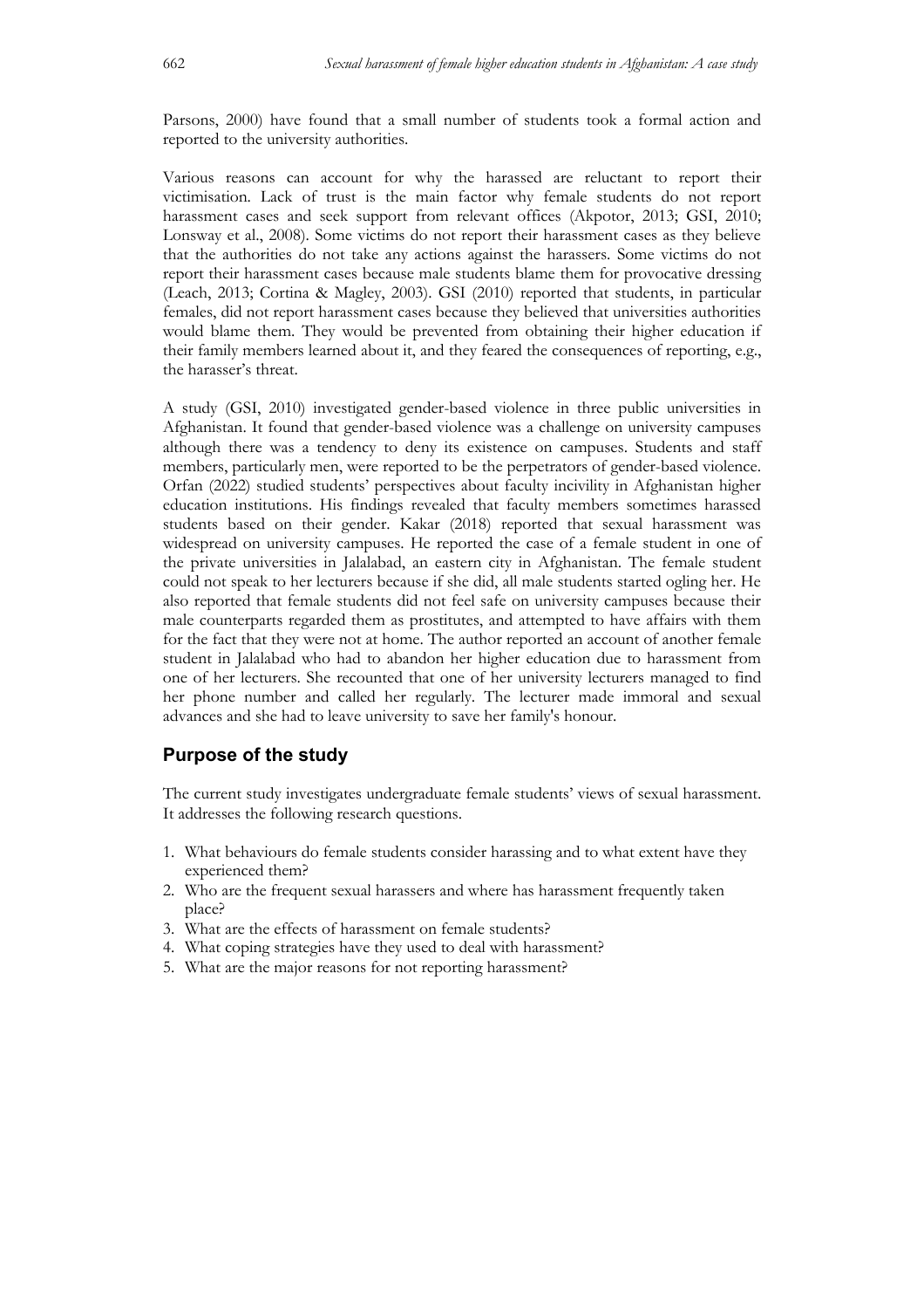Parsons, 2000) have found that a small number of students took a formal action and reported to the university authorities.

Various reasons can account for why the harassed are reluctant to report their victimisation. Lack of trust is the main factor why female students do not report harassment cases and seek support from relevant offices (Akpotor, 2013; GSI, 2010; Lonsway et al., 2008). Some victims do not report their harassment cases as they believe that the authorities do not take any actions against the harassers. Some victims do not report their harassment cases because male students blame them for provocative dressing (Leach, 2013; Cortina & Magley, 2003). GSI (2010) reported that students, in particular females, did not report harassment cases because they believed that universities authorities would blame them. They would be prevented from obtaining their higher education if their family members learned about it, and they feared the consequences of reporting, e.g., the harasser's threat.

A study (GSI, 2010) investigated gender-based violence in three public universities in Afghanistan. It found that gender-based violence was a challenge on university campuses although there was a tendency to deny its existence on campuses. Students and staff members, particularly men, were reported to be the perpetrators of gender-based violence. Orfan (2022) studied students' perspectives about faculty incivility in Afghanistan higher education institutions. His findings revealed that faculty members sometimes harassed students based on their gender. Kakar (2018) reported that sexual harassment was widespread on university campuses. He reported the case of a female student in one of the private universities in Jalalabad, an eastern city in Afghanistan. The female student could not speak to her lecturers because if she did, all male students started ogling her. He also reported that female students did not feel safe on university campuses because their male counterparts regarded them as prostitutes, and attempted to have affairs with them for the fact that they were not at home. The author reported an account of another female student in Jalalabad who had to abandon her higher education due to harassment from one of her lecturers. She recounted that one of her university lecturers managed to find her phone number and called her regularly. The lecturer made immoral and sexual advances and she had to leave university to save her family's honour.

## Purpose of the study

The current study investigates undergraduate female students' views of sexual harassment. It addresses the following research questions.

1. What behaviours do female students consider harassing and to what extent have they experienced them?
2. Who are the frequent sexual harassers and where has harassment frequently taken place?
3. What are the effects of harassment on female students?
4. What coping strategies have they used to deal with harassment?
5. What are the major reasons for not reporting harassment?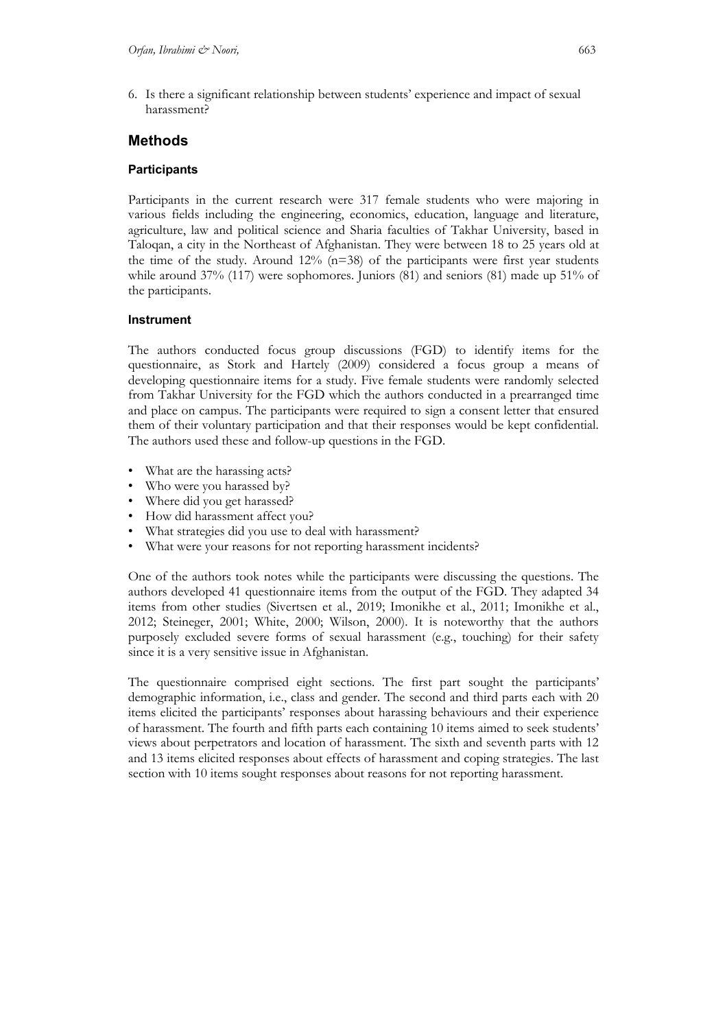6. Is there a significant relationship between students' experience and impact of sexual harassment?

## Methods

### Participants

Participants in the current research were 317 female students who were majoring in various fields including the engineering, economics, education, language and literature, agriculture, law and political science and Sharia faculties of Takhar University, based in Taloqan, a city in the Northeast of Afghanistan. They were between 18 to 25 years old at the time of the study. Around 12% (n=38) of the participants were first year students while around 37% (117) were sophomores. Juniors (81) and seniors (81) made up 51% of the participants.

### Instrument

The authors conducted focus group discussions (FGD) to identify items for the questionnaire, as Stork and Hartely (2009) considered a focus group a means of developing questionnaire items for a study. Five female students were randomly selected from Takhar University for the FGD which the authors conducted in a prearranged time and place on campus. The participants were required to sign a consent letter that ensured them of their voluntary participation and that their responses would be kept confidential. The authors used these and follow-up questions in the FGD.

- What are the harassing acts?
- Who were you harassed by?
- Where did you get harassed?
- How did harassment affect you?
- What strategies did you use to deal with harassment?
- What were your reasons for not reporting harassment incidents?

One of the authors took notes while the participants were discussing the questions. The authors developed 41 questionnaire items from the output of the FGD. They adapted 34 items from other studies (Sivertsen et al., 2019; Imonikhe et al., 2011; Imonikhe et al., 2012; Steineger, 2001; White, 2000; Wilson, 2000). It is noteworthy that the authors purposely excluded severe forms of sexual harassment (e.g., touching) for their safety since it is a very sensitive issue in Afghanistan.

The questionnaire comprised eight sections. The first part sought the participants' demographic information, i.e., class and gender. The second and third parts each with 20 items elicited the participants' responses about harassing behaviours and their experience of harassment. The fourth and fifth parts each containing 10 items aimed to seek students' views about perpetrators and location of harassment. The sixth and seventh parts with 12 and 13 items elicited responses about effects of harassment and coping strategies. The last section with 10 items sought responses about reasons for not reporting harassment.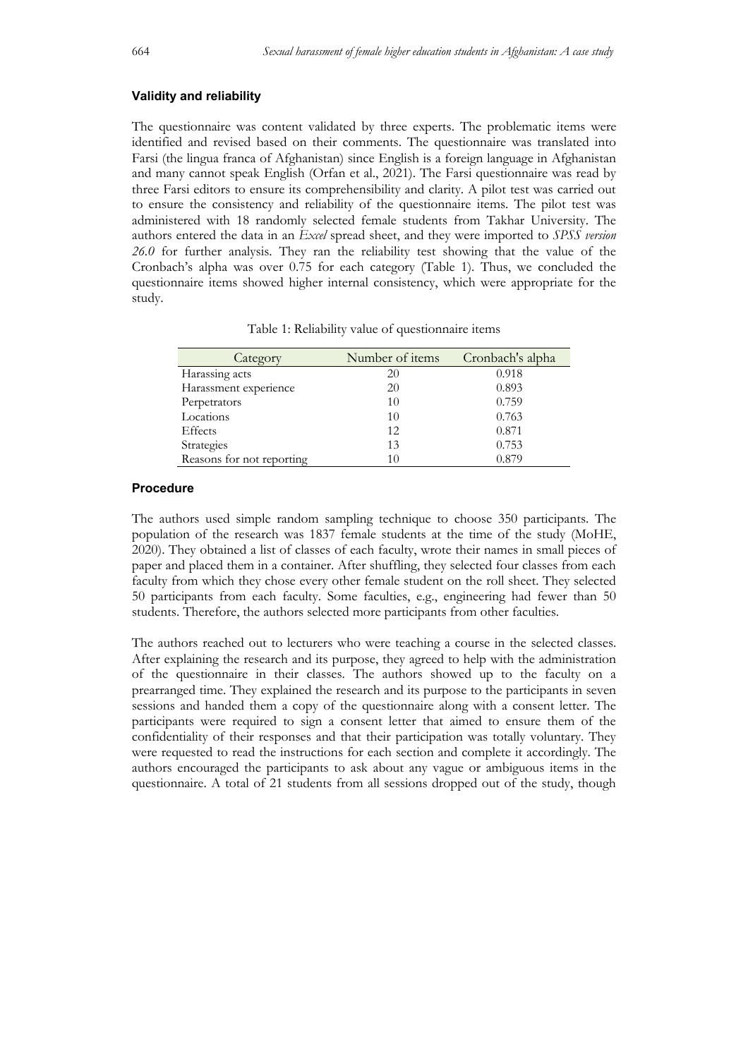### Validity and reliability

The questionnaire was content validated by three experts. The problematic items were identified and revised based on their comments. The questionnaire was translated into Farsi (the lingua franca of Afghanistan) since English is a foreign language in Afghanistan and many cannot speak English (Orfan et al., 2021). The Farsi questionnaire was read by three Farsi editors to ensure its comprehensibility and clarity. A pilot test was carried out to ensure the consistency and reliability of the questionnaire items. The pilot test was administered with 18 randomly selected female students from Takhar University. The authors entered the data in an *Excel* spread sheet, and they were imported to *SPSS version 26.0* for further analysis. They ran the reliability test showing that the value of the Cronbach's alpha was over 0.75 for each category (Table 1). Thus, we concluded the questionnaire items showed higher internal consistency, which were appropriate for the study.

Table 1: Reliability value of questionnaire items

| Category | Number of items | Cronbach's alpha |
| --- | --- | --- |
| Harassing acts | 20 | 0.918 |
| Harassment experience | 20 | 0.893 |
| Perpetrators | 10 | 0.759 |
| Locations | 10 | 0.763 |
| Effects | 12 | 0.871 |
| Strategies | 13 | 0.753 |
| Reasons for not reporting | 10 | 0.879 |

### Procedure

The authors used simple random sampling technique to choose 350 participants. The population of the research was 1837 female students at the time of the study (MoHE, 2020). They obtained a list of classes of each faculty, wrote their names in small pieces of paper and placed them in a container. After shuffling, they selected four classes from each faculty from which they chose every other female student on the roll sheet. They selected 50 participants from each faculty. Some faculties, e.g., engineering had fewer than 50 students. Therefore, the authors selected more participants from other faculties.

The authors reached out to lecturers who were teaching a course in the selected classes. After explaining the research and its purpose, they agreed to help with the administration of the questionnaire in their classes. The authors showed up to the faculty on a prearranged time. They explained the research and its purpose to the participants in seven sessions and handed them a copy of the questionnaire along with a consent letter. The participants were required to sign a consent letter that aimed to ensure them of the confidentiality of their responses and that their participation was totally voluntary. They were requested to read the instructions for each section and complete it accordingly. The authors encouraged the participants to ask about any vague or ambiguous items in the questionnaire. A total of 21 students from all sessions dropped out of the study, though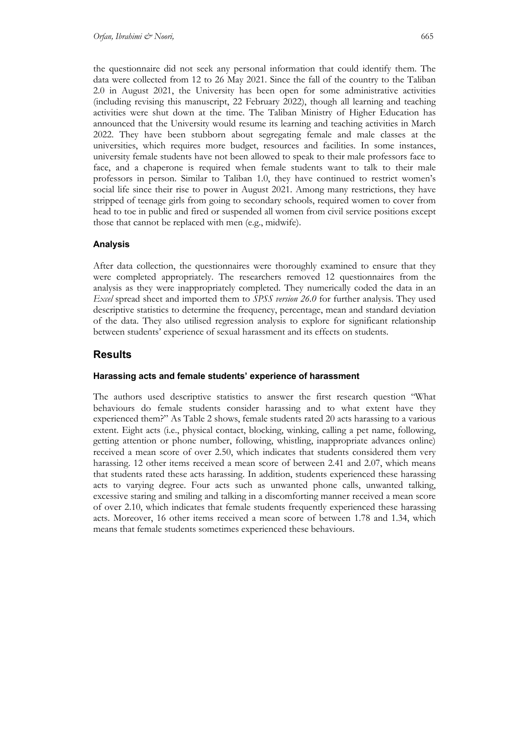the questionnaire did not seek any personal information that could identify them. The data were collected from 12 to 26 May 2021. Since the fall of the country to the Taliban 2.0 in August 2021, the University has been open for some administrative activities (including revising this manuscript, 22 February 2022), though all learning and teaching activities were shut down at the time. The Taliban Ministry of Higher Education has announced that the University would resume its learning and teaching activities in March 2022. They have been stubborn about segregating female and male classes at the universities, which requires more budget, resources and facilities. In some instances, university female students have not been allowed to speak to their male professors face to face, and a chaperone is required when female students want to talk to their male professors in person. Similar to Taliban 1.0, they have continued to restrict women's social life since their rise to power in August 2021. Among many restrictions, they have stripped of teenage girls from going to secondary schools, required women to cover from head to toe in public and fired or suspended all women from civil service positions except those that cannot be replaced with men (e.g., midwife).

### Analysis

After data collection, the questionnaires were thoroughly examined to ensure that they were completed appropriately. The researchers removed 12 questionnaires from the analysis as they were inappropriately completed. They numerically coded the data in an *Excel* spread sheet and imported them to *SPSS version 26.0* for further analysis. They used descriptive statistics to determine the frequency, percentage, mean and standard deviation of the data. They also utilised regression analysis to explore for significant relationship between students' experience of sexual harassment and its effects on students.

## Results

### Harassing acts and female students' experience of harassment

The authors used descriptive statistics to answer the first research question "What behaviours do female students consider harassing and to what extent have they experienced them?" As Table 2 shows, female students rated 20 acts harassing to a various extent. Eight acts (i.e., physical contact, blocking, winking, calling a pet name, following, getting attention or phone number, following, whistling, inappropriate advances online) received a mean score of over 2.50, which indicates that students considered them very harassing. 12 other items received a mean score of between 2.41 and 2.07, which means that students rated these acts harassing. In addition, students experienced these harassing acts to varying degree. Four acts such as unwanted phone calls, unwanted talking, excessive staring and smiling and talking in a discomforting manner received a mean score of over 2.10, which indicates that female students frequently experienced these harassing acts. Moreover, 16 other items received a mean score of between 1.78 and 1.34, which means that female students sometimes experienced these behaviours.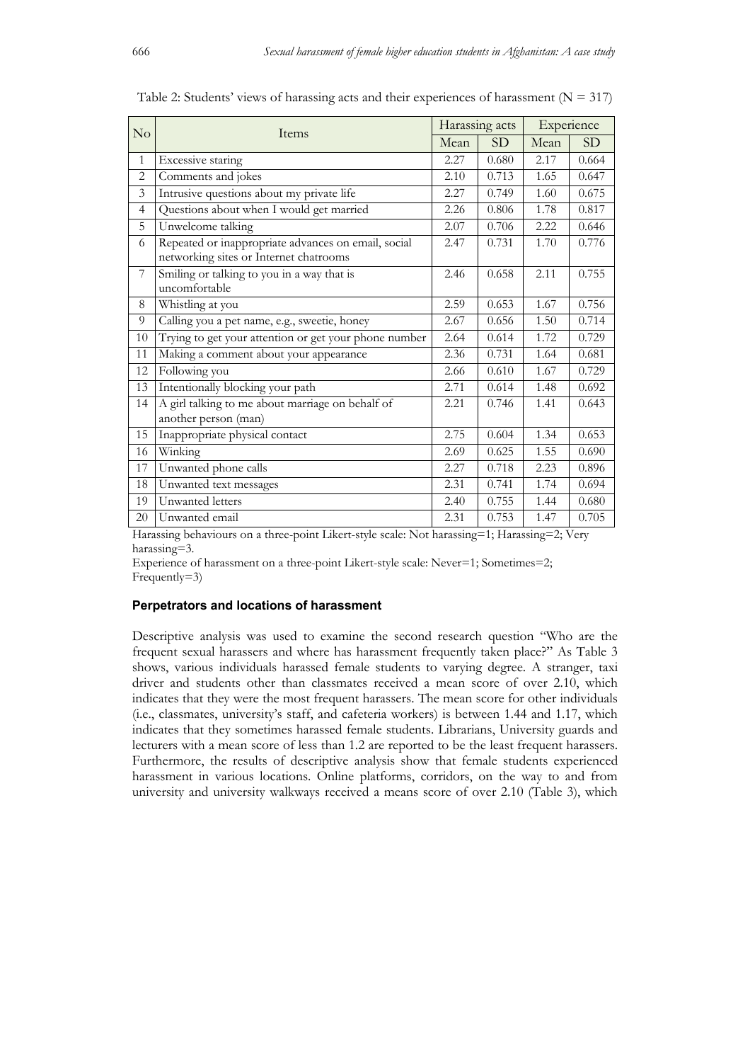Table 2: Students' views of harassing acts and their experiences of harassment (N = 317)

| No | Items | Harassing acts | | Experience | |
|---|---|---|---|---|---|
| | | Mean | SD | Mean | SD |
| 1 | Excessive staring | 2.27 | 0.680 | 2.17 | 0.664 |
| 2 | Comments and jokes | 2.10 | 0.713 | 1.65 | 0.647 |
| 3 | Intrusive questions about my private life | 2.27 | 0.749 | 1.60 | 0.675 |
| 4 | Questions about when I would get married | 2.26 | 0.806 | 1.78 | 0.817 |
| 5 | Unwelcome talking | 2.07 | 0.706 | 2.22 | 0.646 |
| 6 | Repeated or inappropriate advances on email, social networking sites or Internet chatrooms | 2.47 | 0.731 | 1.70 | 0.776 |
| 7 | Smiling or talking to you in a way that is uncomfortable | 2.46 | 0.658 | 2.11 | 0.755 |
| 8 | Whistling at you | 2.59 | 0.653 | 1.67 | 0.756 |
| 9 | Calling you a pet name, e.g., sweetie, honey | 2.67 | 0.656 | 1.50 | 0.714 |
| 10 | Trying to get your attention or get your phone number | 2.64 | 0.614 | 1.72 | 0.729 |
| 11 | Making a comment about your appearance | 2.36 | 0.731 | 1.64 | 0.681 |
| 12 | Following you | 2.66 | 0.610 | 1.67 | 0.729 |
| 13 | Intentionally blocking your path | 2.71 | 0.614 | 1.48 | 0.692 |
| 14 | A girl talking to me about marriage on behalf of another person (man) | 2.21 | 0.746 | 1.41 | 0.643 |
| 15 | Inappropriate physical contact | 2.75 | 0.604 | 1.34 | 0.653 |
| 16 | Winking | 2.69 | 0.625 | 1.55 | 0.690 |
| 17 | Unwanted phone calls | 2.27 | 0.718 | 2.23 | 0.896 |
| 18 | Unwanted text messages | 2.31 | 0.741 | 1.74 | 0.694 |
| 19 | Unwanted letters | 2.40 | 0.755 | 1.44 | 0.680 |
| 20 | Unwanted email | 2.31 | 0.753 | 1.47 | 0.705 |

Harassing behaviours on a three-point Likert-style scale: Not harassing=1; Harassing=2; Very harassing=3.

Experience of harassment on a three-point Likert-style scale: Never=1; Sometimes=2; Frequently=3)

#### Perpetrators and locations of harassment

Descriptive analysis was used to examine the second research question "Who are the frequent sexual harassers and where has harassment frequently taken place?" As Table 3 shows, various individuals harassed female students to varying degree. A stranger, taxi driver and students other than classmates received a mean score of over 2.10, which indicates that they were the most frequent harassers. The mean score for other individuals (i.e., classmates, university's staff, and cafeteria workers) is between 1.44 and 1.17, which indicates that they sometimes harassed female students. Librarians, University guards and lecturers with a mean score of less than 1.2 are reported to be the least frequent harassers. Furthermore, the results of descriptive analysis show that female students experienced harassment in various locations. Online platforms, corridors, on the way to and from university and university walkways received a means score of over 2.10 (Table 3), which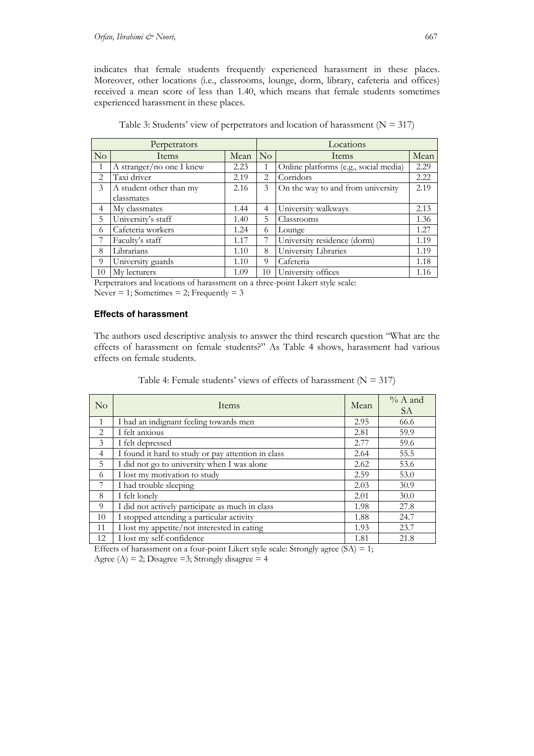indicates that female students frequently experienced harassment in these places. Moreover, other locations (i.e., classrooms, lounge, dorm, library, cafeteria and offices) received a mean score of less than 1.40, which means that female students sometimes experienced harassment in these places.

Table 3: Students' view of perpetrators and location of harassment (N = 317)

| Perpetrators | | | Locations | | |
|---|---|---|---|---|---|
| No | Items | Mean | No | Items | Mean |
| 1 | A stranger/no one I knew | 2.23 | 1 | Online platforms (e.g., social media) | 2.29 |
| 2 | Taxi driver | 2.19 | 2 | Corridors | 2.22 |
| 3 | A student other than my classmates | 2.16 | 3 | On the way to and from university | 2.19 |
| 4 | My classmates | 1.44 | 4 | University walkways | 2.13 |
| 5 | University's staff | 1.40 | 5 | Classrooms | 1.36 |
| 6 | Cafeteria workers | 1.24 | 6 | Lounge | 1.27 |
| 7 | Faculty's staff | 1.17 | 7 | University residence (dorm) | 1.19 |
| 8 | Librarians | 1.10 | 8 | University Libraries | 1.19 |
| 9 | University guards | 1.10 | 9 | Cafeteria | 1.18 |
| 10 | My lecturers | 1.09 | 10 | University offices | 1.16 |

Perpetrators and locations of harassment on a three-point Likert style scale:
Never = 1; Sometimes = 2; Frequently = 3

#### Effects of harassment

The authors used descriptive analysis to answer the third research question "What are the effects of harassment on female students?" As Table 4 shows, harassment had various effects on female students.

Table 4: Female students' views of effects of harassment (N = 317)

| No | Items | Mean | % A and SA |
|---|---|---|---|
| 1 | I had an indignant feeling towards men | 2.95 | 66.6 |
| 2 | I felt anxious | 2.81 | 59.9 |
| 3 | I felt depressed | 2.77 | 59.6 |
| 4 | I found it hard to study or pay attention in class | 2.64 | 55.5 |
| 5 | I did not go to university when I was alone | 2.62 | 53.6 |
| 6 | I lost my motivation to study | 2.59 | 53.0 |
| 7 | I had trouble sleeping | 2.03 | 30.9 |
| 8 | I felt lonely | 2.01 | 30.0 |
| 9 | I did not actively participate as much in class | 1.98 | 27.8 |
| 10 | I stopped attending a particular activity | 1.88 | 24.7 |
| 11 | I lost my appetite/not interested in eating | 1.93 | 23.7 |
| 12 | I lost my self-confidence | 1.81 | 21.8 |

Effects of harassment on a four-point Likert style scale: Strongly agree (SA) = 1;
Agree (A) = 2; Disagree =3; Strongly disagree = 4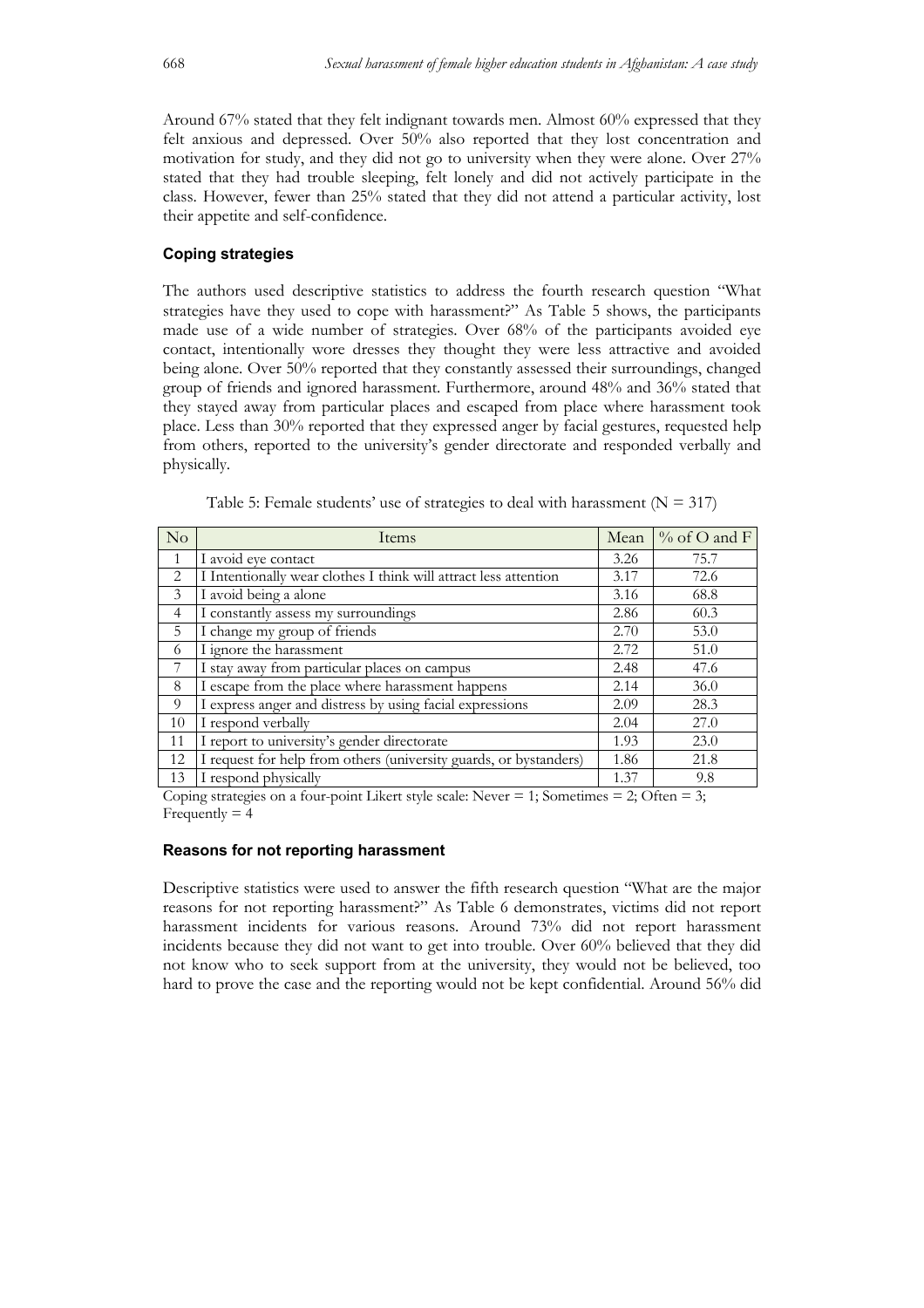Around 67% stated that they felt indignant towards men. Almost 60% expressed that they felt anxious and depressed. Over 50% also reported that they lost concentration and motivation for study, and they did not go to university when they were alone. Over 27% stated that they had trouble sleeping, felt lonely and did not actively participate in the class. However, fewer than 25% stated that they did not attend a particular activity, lost their appetite and self-confidence.

### Coping strategies

The authors used descriptive statistics to address the fourth research question "What strategies have they used to cope with harassment?" As Table 5 shows, the participants made use of a wide number of strategies. Over 68% of the participants avoided eye contact, intentionally wore dresses they thought they were less attractive and avoided being alone. Over 50% reported that they constantly assessed their surroundings, changed group of friends and ignored harassment. Furthermore, around 48% and 36% stated that they stayed away from particular places and escaped from place where harassment took place. Less than 30% reported that they expressed anger by facial gestures, requested help from others, reported to the university's gender directorate and responded verbally and physically.

Table 5: Female students' use of strategies to deal with harassment (N = 317)

| No | Items | Mean | % of O and F |
|---|---|---|---|
| 1 | I avoid eye contact | 3.26 | 75.7 |
| 2 | I Intentionally wear clothes I think will attract less attention | 3.17 | 72.6 |
| 3 | I avoid being a alone | 3.16 | 68.8 |
| 4 | I constantly assess my surroundings | 2.86 | 60.3 |
| 5 | I change my group of friends | 2.70 | 53.0 |
| 6 | I ignore the harassment | 2.72 | 51.0 |
| 7 | I stay away from particular places on campus | 2.48 | 47.6 |
| 8 | I escape from the place where harassment happens | 2.14 | 36.0 |
| 9 | I express anger and distress by using facial expressions | 2.09 | 28.3 |
| 10 | I respond verbally | 2.04 | 27.0 |
| 11 | I report to university's gender directorate | 1.93 | 23.0 |
| 12 | I request for help from others (university guards, or bystanders) | 1.86 | 21.8 |
| 13 | I respond physically | 1.37 | 9.8 |

Coping strategies on a four-point Likert style scale: Never = 1; Sometimes = 2; Often = 3; Frequently = 4

### Reasons for not reporting harassment

Descriptive statistics were used to answer the fifth research question "What are the major reasons for not reporting harassment?" As Table 6 demonstrates, victims did not report harassment incidents for various reasons. Around 73% did not report harassment incidents because they did not want to get into trouble. Over 60% believed that they did not know who to seek support from at the university, they would not be believed, too hard to prove the case and the reporting would not be kept confidential. Around 56% did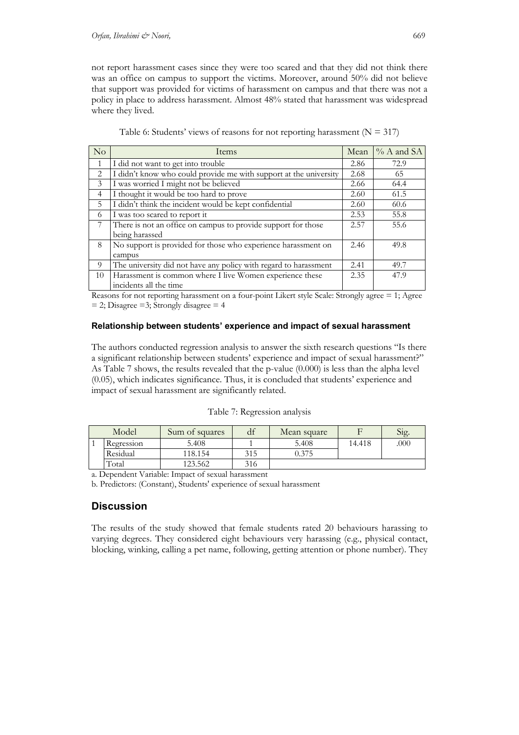not report harassment cases since they were too scared and that they did not think there was an office on campus to support the victims. Moreover, around 50% did not believe that support was provided for victims of harassment on campus and that there was not a policy in place to address harassment. Almost 48% stated that harassment was widespread where they lived.

Table 6: Students' views of reasons for not reporting harassment (N = 317)

| No | Items | Mean | % A and SA |
|---|---|---|---|
| 1 | I did not want to get into trouble | 2.86 | 72.9 |
| 2 | I didn't know who could provide me with support at the university | 2.68 | 65 |
| 3 | I was worried I might not be believed | 2.66 | 64.4 |
| 4 | I thought it would be too hard to prove | 2.60 | 61.5 |
| 5 | I didn't think the incident would be kept confidential | 2.60 | 60.6 |
| 6 | I was too scared to report it | 2.53 | 55.8 |
| 7 | There is not an office on campus to provide support for those being harassed | 2.57 | 55.6 |
| 8 | No support is provided for those who experience harassment on campus | 2.46 | 49.8 |
| 9 | The university did not have any policy with regard to harassment | 2.41 | 49.7 |
| 10 | Harassment is common where I live Women experience these incidents all the time | 2.35 | 47.9 |

Reasons for not reporting harassment on a four-point Likert style Scale: Strongly agree = 1; Agree = 2; Disagree =3; Strongly disagree = 4

#### Relationship between students' experience and impact of sexual harassment

The authors conducted regression analysis to answer the sixth research questions "Is there a significant relationship between students' experience and impact of sexual harassment?" As Table 7 shows, the results revealed that the p-value (0.000) is less than the alpha level (0.05), which indicates significance. Thus, it is concluded that students' experience and impact of sexual harassment are significantly related.

Table 7: Regression analysis

| Model | | Sum of squares | df | Mean square | F | Sig. |
|---|---|---|---|---|---|---|
| 1 | Regression | 5.408 | 1 | 5.408 | 14.418 | .000 |
| | Residual | 118.154 | 315 | 0.375 | | |
| | Total | 123.562 | 316 | | | |

a. Dependent Variable: Impact of sexual harassment

b. Predictors: (Constant), Students' experience of sexual harassment

## Discussion

The results of the study showed that female students rated 20 behaviours harassing to varying degrees. They considered eight behaviours very harassing (e.g., physical contact, blocking, winking, calling a pet name, following, getting attention or phone number). They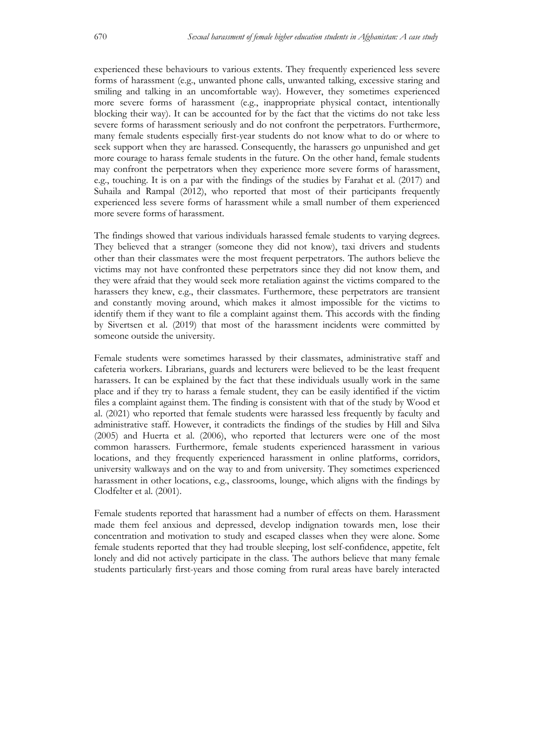experienced these behaviours to various extents. They frequently experienced less severe forms of harassment (e.g., unwanted phone calls, unwanted talking, excessive staring and smiling and talking in an uncomfortable way). However, they sometimes experienced more severe forms of harassment (e.g., inappropriate physical contact, intentionally blocking their way). It can be accounted for by the fact that the victims do not take less severe forms of harassment seriously and do not confront the perpetrators. Furthermore, many female students especially first-year students do not know what to do or where to seek support when they are harassed. Consequently, the harassers go unpunished and get more courage to harass female students in the future. On the other hand, female students may confront the perpetrators when they experience more severe forms of harassment, e.g., touching. It is on a par with the findings of the studies by Farahat et al. (2017) and Suhaila and Rampal (2012), who reported that most of their participants frequently experienced less severe forms of harassment while a small number of them experienced more severe forms of harassment.

The findings showed that various individuals harassed female students to varying degrees. They believed that a stranger (someone they did not know), taxi drivers and students other than their classmates were the most frequent perpetrators. The authors believe the victims may not have confronted these perpetrators since they did not know them, and they were afraid that they would seek more retaliation against the victims compared to the harassers they knew, e.g., their classmates. Furthermore, these perpetrators are transient and constantly moving around, which makes it almost impossible for the victims to identify them if they want to file a complaint against them. This accords with the finding by Sivertsen et al. (2019) that most of the harassment incidents were committed by someone outside the university.

Female students were sometimes harassed by their classmates, administrative staff and cafeteria workers. Librarians, guards and lecturers were believed to be the least frequent harassers. It can be explained by the fact that these individuals usually work in the same place and if they try to harass a female student, they can be easily identified if the victim files a complaint against them. The finding is consistent with that of the study by Wood et al. (2021) who reported that female students were harassed less frequently by faculty and administrative staff. However, it contradicts the findings of the studies by Hill and Silva (2005) and Huerta et al. (2006), who reported that lecturers were one of the most common harassers. Furthermore, female students experienced harassment in various locations, and they frequently experienced harassment in online platforms, corridors, university walkways and on the way to and from university. They sometimes experienced harassment in other locations, e.g., classrooms, lounge, which aligns with the findings by Clodfelter et al. (2001).

Female students reported that harassment had a number of effects on them. Harassment made them feel anxious and depressed, develop indignation towards men, lose their concentration and motivation to study and escaped classes when they were alone. Some female students reported that they had trouble sleeping, lost self-confidence, appetite, felt lonely and did not actively participate in the class. The authors believe that many female students particularly first-years and those coming from rural areas have barely interacted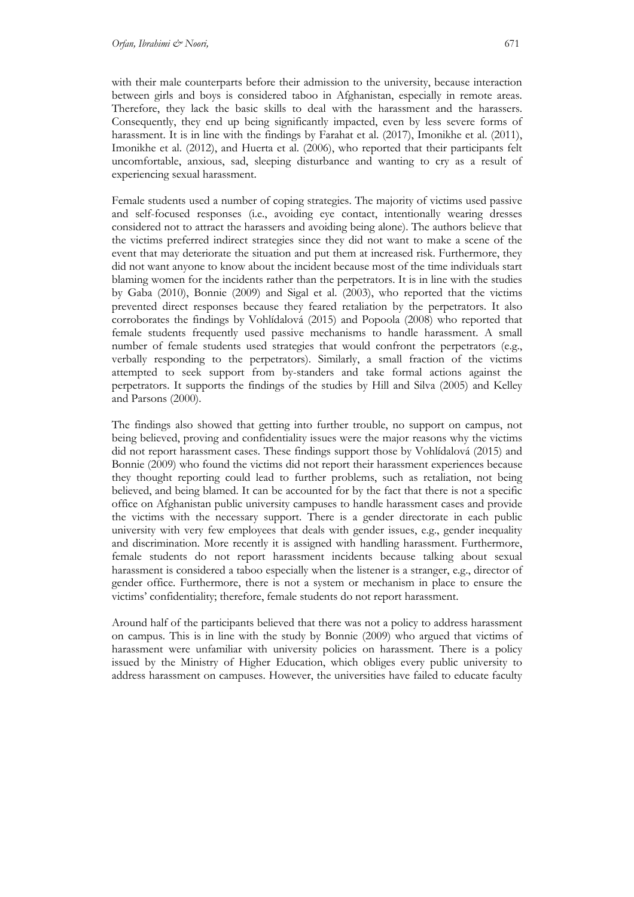with their male counterparts before their admission to the university, because interaction between girls and boys is considered taboo in Afghanistan, especially in remote areas. Therefore, they lack the basic skills to deal with the harassment and the harassers. Consequently, they end up being significantly impacted, even by less severe forms of harassment. It is in line with the findings by Farahat et al. (2017), Imonikhe et al. (2011), Imonikhe et al. (2012), and Huerta et al. (2006), who reported that their participants felt uncomfortable, anxious, sad, sleeping disturbance and wanting to cry as a result of experiencing sexual harassment.

Female students used a number of coping strategies. The majority of victims used passive and self-focused responses (i.e., avoiding eye contact, intentionally wearing dresses considered not to attract the harassers and avoiding being alone). The authors believe that the victims preferred indirect strategies since they did not want to make a scene of the event that may deteriorate the situation and put them at increased risk. Furthermore, they did not want anyone to know about the incident because most of the time individuals start blaming women for the incidents rather than the perpetrators. It is in line with the studies by Gaba (2010), Bonnie (2009) and Sigal et al. (2003), who reported that the victims prevented direct responses because they feared retaliation by the perpetrators. It also corroborates the findings by Vohlídalová (2015) and Popoola (2008) who reported that female students frequently used passive mechanisms to handle harassment. A small number of female students used strategies that would confront the perpetrators (e.g., verbally responding to the perpetrators). Similarly, a small fraction of the victims attempted to seek support from by-standers and take formal actions against the perpetrators. It supports the findings of the studies by Hill and Silva (2005) and Kelley and Parsons (2000).

The findings also showed that getting into further trouble, no support on campus, not being believed, proving and confidentiality issues were the major reasons why the victims did not report harassment cases. These findings support those by Vohlídalová (2015) and Bonnie (2009) who found the victims did not report their harassment experiences because they thought reporting could lead to further problems, such as retaliation, not being believed, and being blamed. It can be accounted for by the fact that there is not a specific office on Afghanistan public university campuses to handle harassment cases and provide the victims with the necessary support. There is a gender directorate in each public university with very few employees that deals with gender issues, e.g., gender inequality and discrimination. More recently it is assigned with handling harassment. Furthermore, female students do not report harassment incidents because talking about sexual harassment is considered a taboo especially when the listener is a stranger, e.g., director of gender office. Furthermore, there is not a system or mechanism in place to ensure the victims' confidentiality; therefore, female students do not report harassment.

Around half of the participants believed that there was not a policy to address harassment on campus. This is in line with the study by Bonnie (2009) who argued that victims of harassment were unfamiliar with university policies on harassment. There is a policy issued by the Ministry of Higher Education, which obliges every public university to address harassment on campuses. However, the universities have failed to educate faculty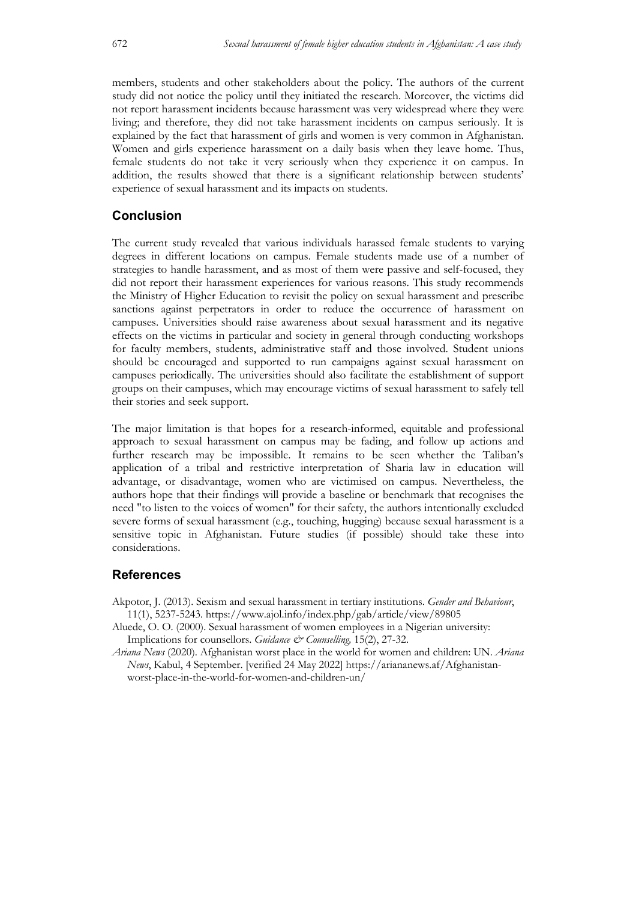members, students and other stakeholders about the policy. The authors of the current study did not notice the policy until they initiated the research. Moreover, the victims did not report harassment incidents because harassment was very widespread where they were living; and therefore, they did not take harassment incidents on campus seriously. It is explained by the fact that harassment of girls and women is very common in Afghanistan. Women and girls experience harassment on a daily basis when they leave home. Thus, female students do not take it very seriously when they experience it on campus. In addition, the results showed that there is a significant relationship between students' experience of sexual harassment and its impacts on students.

## Conclusion

The current study revealed that various individuals harassed female students to varying degrees in different locations on campus. Female students made use of a number of strategies to handle harassment, and as most of them were passive and self-focused, they did not report their harassment experiences for various reasons. This study recommends the Ministry of Higher Education to revisit the policy on sexual harassment and prescribe sanctions against perpetrators in order to reduce the occurrence of harassment on campuses. Universities should raise awareness about sexual harassment and its negative effects on the victims in particular and society in general through conducting workshops for faculty members, students, administrative staff and those involved. Student unions should be encouraged and supported to run campaigns against sexual harassment on campuses periodically. The universities should also facilitate the establishment of support groups on their campuses, which may encourage victims of sexual harassment to safely tell their stories and seek support.

The major limitation is that hopes for a research-informed, equitable and professional approach to sexual harassment on campus may be fading, and follow up actions and further research may be impossible. It remains to be seen whether the Taliban's application of a tribal and restrictive interpretation of Sharia law in education will advantage, or disadvantage, women who are victimised on campus. Nevertheless, the authors hope that their findings will provide a baseline or benchmark that recognises the need "to listen to the voices of women" for their safety, the authors intentionally excluded severe forms of sexual harassment (e.g., touching, hugging) because sexual harassment is a sensitive topic in Afghanistan. Future studies (if possible) should take these into considerations.

## References

Akpotor, J. (2013). Sexism and sexual harassment in tertiary institutions. *Gender and Behaviour*, 11(1), 5237-5243. https://www.ajol.info/index.php/gab/article/view/89805

Aluede, O. O. (2000). Sexual harassment of women employees in a Nigerian university: Implications for counsellors. *Guidance & Counselling,* 15(2), 27-32.

*Ariana News* (2020). Afghanistan worst place in the world for women and children: UN. *Ariana News*, Kabul, 4 September. [verified 24 May 2022] https://ariananews.af/Afghanistan-worst-place-in-the-world-for-women-and-children-un/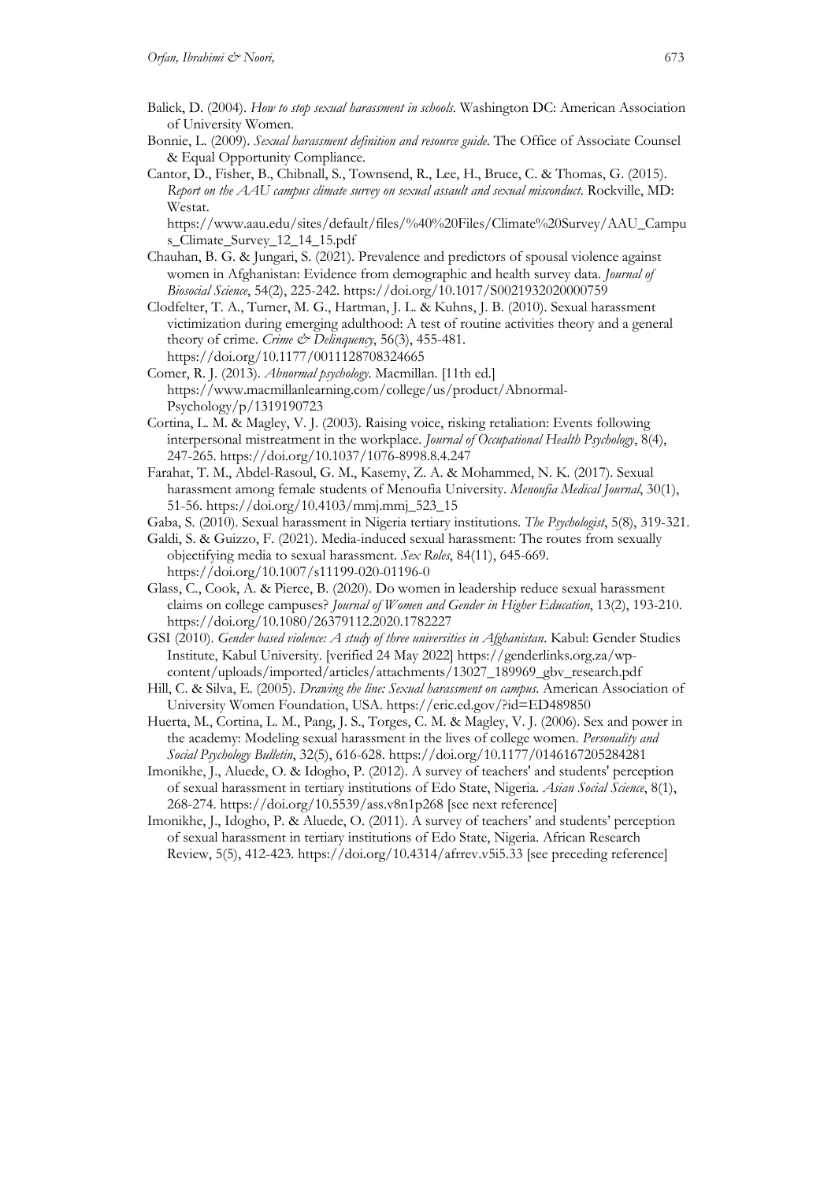Balick, D. (2004). *How to stop sexual harassment in schools*. Washington DC: American Association of University Women.

Bonnie, L. (2009). *Sexual harassment definition and resource guide*. The Office of Associate Counsel & Equal Opportunity Compliance.

Cantor, D., Fisher, B., Chibnall, S., Townsend, R., Lee, H., Bruce, C. & Thomas, G. (2015). *Report on the AAU campus climate survey on sexual assault and sexual misconduct*. Rockville, MD: Westat. https://www.aau.edu/sites/default/files/%40%20Files/Climate%20Survey/AAU_Campus_Climate_Survey_12_14_15.pdf

Chauhan, B. G. & Jungari, S. (2021). Prevalence and predictors of spousal violence against women in Afghanistan: Evidence from demographic and health survey data. *Journal of Biosocial Science*, 54(2), 225-242. https://doi.org/10.1017/S0021932020000759

Clodfelter, T. A., Turner, M. G., Hartman, J. L. & Kuhns, J. B. (2010). Sexual harassment victimization during emerging adulthood: A test of routine activities theory and a general theory of crime. *Crime & Delinquency*, 56(3), 455-481. https://doi.org/10.1177/0011128708324665

Comer, R. J. (2013). *Abnormal psychology*. Macmillan. [11th ed.] https://www.macmillanlearning.com/college/us/product/Abnormal-Psychology/p/1319190723

Cortina, L. M. & Magley, V. J. (2003). Raising voice, risking retaliation: Events following interpersonal mistreatment in the workplace. *Journal of Occupational Health Psychology*, 8(4), 247-265. https://doi.org/10.1037/1076-8998.8.4.247

Farahat, T. M., Abdel-Rasoul, G. M., Kasemy, Z. A. & Mohammed, N. K. (2017). Sexual harassment among female students of Menoufia University. *Menoufia Medical Journal*, 30(1), 51-56. https://doi.org/10.4103/mmj.mmj_523_15

Gaba, S. (2010). Sexual harassment in Nigeria tertiary institutions. *The Psychologist*, 5(8), 319-321.

Galdi, S. & Guizzo, F. (2021). Media-induced sexual harassment: The routes from sexually objectifying media to sexual harassment. *Sex Roles*, 84(11), 645-669. https://doi.org/10.1007/s11199-020-01196-0

Glass, C., Cook, A. & Pierce, B. (2020). Do women in leadership reduce sexual harassment claims on college campuses? *Journal of Women and Gender in Higher Education*, 13(2), 193-210. https://doi.org/10.1080/26379112.2020.1782227

GSI (2010). *Gender based violence: A study of three universities in Afghanistan*. Kabul: Gender Studies Institute, Kabul University. [verified 24 May 2022] https://genderlinks.org.za/wp-content/uploads/imported/articles/attachments/13027_189969_gbv_research.pdf

Hill, C. & Silva, E. (2005). *Drawing the line: Sexual harassment on campus*. American Association of University Women Foundation, USA. https://eric.ed.gov/?id=ED489850

Huerta, M., Cortina, L. M., Pang, J. S., Torges, C. M. & Magley, V. J. (2006). Sex and power in the academy: Modeling sexual harassment in the lives of college women. *Personality and Social Psychology Bulletin*, 32(5), 616-628. https://doi.org/10.1177/0146167205284281

Imonikhe, J., Aluede, O. & Idogho, P. (2012). A survey of teachers' and students' perception of sexual harassment in tertiary institutions of Edo State, Nigeria. *Asian Social Science*, 8(1), 268-274. https://doi.org/10.5539/ass.v8n1p268 [see next reference]

Imonikhe, J., Idogho, P. & Aluede, O. (2011). A survey of teachers' and students' perception of sexual harassment in tertiary institutions of Edo State, Nigeria. African Research Review, 5(5), 412-423. https://doi.org/10.4314/afrrev.v5i5.33 [see preceding reference]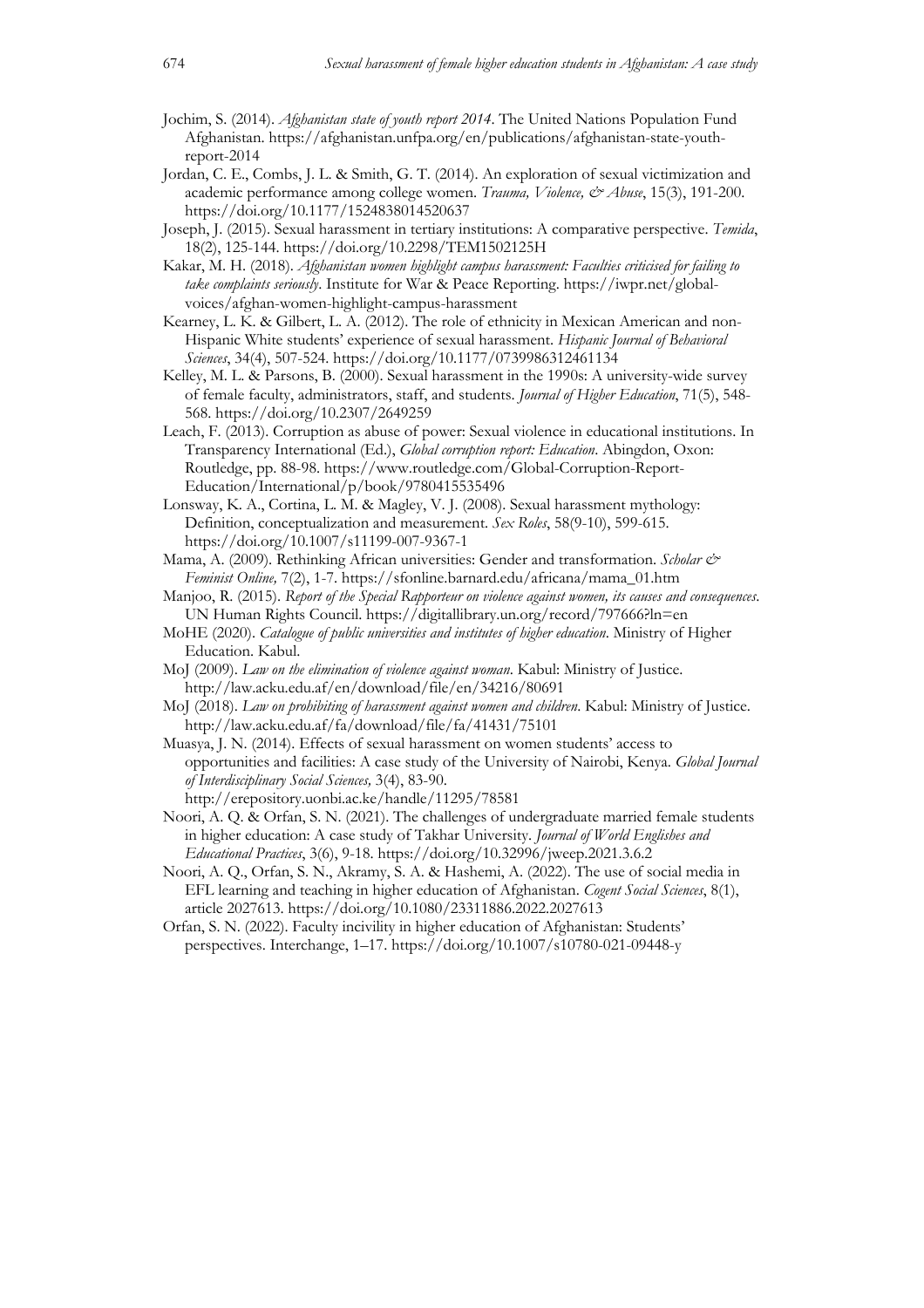Jochim, S. (2014). *Afghanistan state of youth report 2014*. The United Nations Population Fund Afghanistan. https://afghanistan.unfpa.org/en/publications/afghanistan-state-youth-report-2014

Jordan, C. E., Combs, J. L. & Smith, G. T. (2014). An exploration of sexual victimization and academic performance among college women. *Trauma, Violence, & Abuse*, 15(3), 191-200. https://doi.org/10.1177/1524838014520637

Joseph, J. (2015). Sexual harassment in tertiary institutions: A comparative perspective. *Temida*, 18(2), 125-144. https://doi.org/10.2298/TEM1502125H

Kakar, M. H. (2018). *Afghanistan women highlight campus harassment: Faculties criticised for failing to take complaints seriously*. Institute for War & Peace Reporting. https://iwpr.net/global-voices/afghan-women-highlight-campus-harassment

Kearney, L. K. & Gilbert, L. A. (2012). The role of ethnicity in Mexican American and non-Hispanic White students' experience of sexual harassment. *Hispanic Journal of Behavioral Sciences*, 34(4), 507-524. https://doi.org/10.1177/0739986312461134

Kelley, M. L. & Parsons, B. (2000). Sexual harassment in the 1990s: A university-wide survey of female faculty, administrators, staff, and students. *Journal of Higher Education*, 71(5), 548-568. https://doi.org/10.2307/2649259

Leach, F. (2013). Corruption as abuse of power: Sexual violence in educational institutions. In Transparency International (Ed.), *Global corruption report: Education*. Abingdon, Oxon: Routledge, pp. 88-98. https://www.routledge.com/Global-Corruption-Report-Education/International/p/book/9780415535496

Lonsway, K. A., Cortina, L. M. & Magley, V. J. (2008). Sexual harassment mythology: Definition, conceptualization and measurement. *Sex Roles*, 58(9-10), 599-615. https://doi.org/10.1007/s11199-007-9367-1

Mama, A. (2009). Rethinking African universities: Gender and transformation. *Scholar & Feminist Online,* 7(2), 1-7. https://sfonline.barnard.edu/africana/mama_01.htm

Manjoo, R. (2015). *Report of the Special Rapporteur on violence against women, its causes and consequences*. UN Human Rights Council. https://digitallibrary.un.org/record/797666?ln=en

MoHE (2020). *Catalogue of public universities and institutes of higher education*. Ministry of Higher Education. Kabul.

MoJ (2009). *Law on the elimination of violence against woman*. Kabul: Ministry of Justice. http://law.acku.edu.af/en/download/file/en/34216/80691

MoJ (2018). *Law on prohibiting of harassment against women and children*. Kabul: Ministry of Justice. http://law.acku.edu.af/fa/download/file/fa/41431/75101

Muasya, J. N. (2014). Effects of sexual harassment on women students' access to opportunities and facilities: A case study of the University of Nairobi, Kenya. *Global Journal of Interdisciplinary Social Sciences,* 3(4), 83-90. http://erepository.uonbi.ac.ke/handle/11295/78581

Noori, A. Q. & Orfan, S. N. (2021). The challenges of undergraduate married female students in higher education: A case study of Takhar University. *Journal of World Englishes and Educational Practices*, 3(6), 9-18. https://doi.org/10.32996/jweep.2021.3.6.2

Noori, A. Q., Orfan, S. N., Akramy, S. A. & Hashemi, A. (2022). The use of social media in EFL learning and teaching in higher education of Afghanistan. *Cogent Social Sciences*, 8(1), article 2027613. https://doi.org/10.1080/23311886.2022.2027613

Orfan, S. N. (2022). Faculty incivility in higher education of Afghanistan: Students' perspectives. Interchange, 1–17. https://doi.org/10.1007/s10780-021-09448-y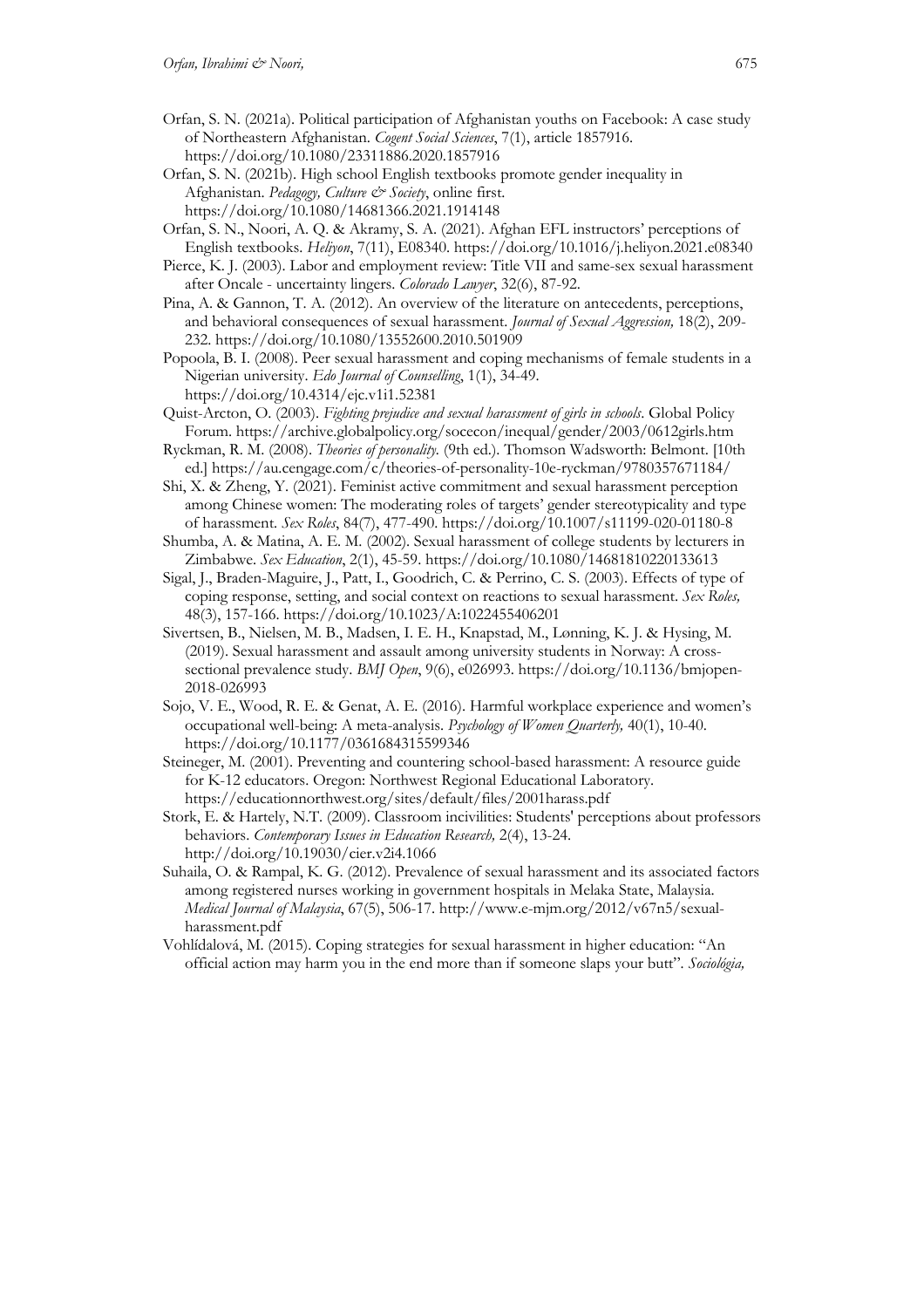Orfan, S. N. (2021a). Political participation of Afghanistan youths on Facebook: A case study of Northeastern Afghanistan. *Cogent Social Sciences*, 7(1), article 1857916. https://doi.org/10.1080/23311886.2020.1857916

Orfan, S. N. (2021b). High school English textbooks promote gender inequality in Afghanistan. *Pedagogy, Culture & Society*, online first. https://doi.org/10.1080/14681366.2021.1914148

Orfan, S. N., Noori, A. Q. & Akramy, S. A. (2021). Afghan EFL instructors' perceptions of English textbooks. *Heliyon*, 7(11), E08340. https://doi.org/10.1016/j.heliyon.2021.e08340

Pierce, K. J. (2003). Labor and employment review: Title VII and same-sex sexual harassment after Oncale - uncertainty lingers. *Colorado Lawyer*, 32(6), 87-92.

Pina, A. & Gannon, T. A. (2012). An overview of the literature on antecedents, perceptions, and behavioral consequences of sexual harassment. *Journal of Sexual Aggression,* 18(2), 209-232. https://doi.org/10.1080/13552600.2010.501909

Popoola, B. I. (2008). Peer sexual harassment and coping mechanisms of female students in a Nigerian university. *Edo Journal of Counselling*, 1(1), 34-49. https://doi.org/10.4314/ejc.v1i1.52381

Quist-Arcton, O. (2003). *Fighting prejudice and sexual harassment of girls in schools*. Global Policy Forum. https://archive.globalpolicy.org/socecon/inequal/gender/2003/0612girls.htm

Ryckman, R. M. (2008). *Theories of personality.* (9th ed.). Thomson Wadsworth: Belmont. [10th ed.] https://au.cengage.com/c/theories-of-personality-10e-ryckman/9780357671184/

Shi, X. & Zheng, Y. (2021). Feminist active commitment and sexual harassment perception among Chinese women: The moderating roles of targets' gender stereotypicality and type of harassment. *Sex Roles*, 84(7), 477-490. https://doi.org/10.1007/s11199-020-01180-8

Shumba, A. & Matina, A. E. M. (2002). Sexual harassment of college students by lecturers in Zimbabwe. *Sex Education*, 2(1), 45-59. https://doi.org/10.1080/14681810220133613

Sigal, J., Braden-Maguire, J., Patt, I., Goodrich, C. & Perrino, C. S. (2003). Effects of type of coping response, setting, and social context on reactions to sexual harassment. *Sex Roles,* 48(3), 157-166. https://doi.org/10.1023/A:1022455406201

Sivertsen, B., Nielsen, M. B., Madsen, I. E. H., Knapstad, M., Lønning, K. J. & Hysing, M. (2019). Sexual harassment and assault among university students in Norway: A cross-sectional prevalence study. *BMJ Open*, 9(6), e026993. https://doi.org/10.1136/bmjopen-2018-026993

Sojo, V. E., Wood, R. E. & Genat, A. E. (2016). Harmful workplace experience and women's occupational well-being: A meta-analysis. *Psychology of Women Quarterly,* 40(1), 10-40. https://doi.org/10.1177/0361684315599346

Steineger, M. (2001). Preventing and countering school-based harassment: A resource guide for K-12 educators. Oregon: Northwest Regional Educational Laboratory. https://educationnorthwest.org/sites/default/files/2001harass.pdf

Stork, E. & Hartely, N.T. (2009). Classroom incivilities: Students' perceptions about professors behaviors. *Contemporary Issues in Education Research,* 2(4), 13-24. http://doi.org/10.19030/cier.v2i4.1066

Suhaila, O. & Rampal, K. G. (2012). Prevalence of sexual harassment and its associated factors among registered nurses working in government hospitals in Melaka State, Malaysia. *Medical Journal of Malaysia*, 67(5), 506-17. http://www.e-mjm.org/2012/v67n5/sexual-harassment.pdf

Vohlídalová, M. (2015). Coping strategies for sexual harassment in higher education: "An official action may harm you in the end more than if someone slaps your butt". *Sociológia,*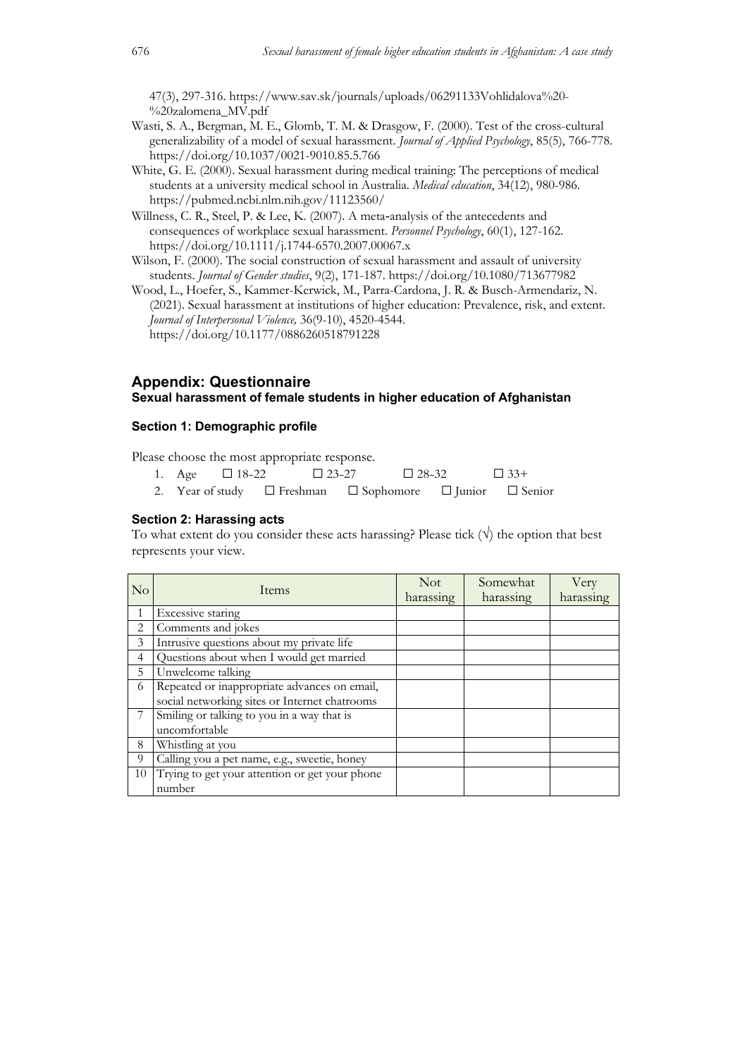47(3), 297-316. https://www.sav.sk/journals/uploads/06291133Vohlidalova%20-%20zalomena_MV.pdf

Wasti, S. A., Bergman, M. E., Glomb, T. M. & Drasgow, F. (2000). Test of the cross-cultural generalizability of a model of sexual harassment. *Journal of Applied Psychology*, 85(5), 766-778. https://doi.org/10.1037/0021-9010.85.5.766

White, G. E. (2000). Sexual harassment during medical training: The perceptions of medical students at a university medical school in Australia. *Medical education*, 34(12), 980-986. https://pubmed.ncbi.nlm.nih.gov/11123560/

Willness, C. R., Steel, P. & Lee, K. (2007). A meta-analysis of the antecedents and consequences of workplace sexual harassment. *Personnel Psychology*, 60(1), 127-162. https://doi.org/10.1111/j.1744-6570.2007.00067.x

Wilson, F. (2000). The social construction of sexual harassment and assault of university students. *Journal of Gender studies*, 9(2), 171-187. https://doi.org/10.1080/713677982

Wood, L., Hoefer, S., Kammer-Kerwick, M., Parra-Cardona, J. R. & Busch-Armendariz, N. (2021). Sexual harassment at institutions of higher education: Prevalence, risk, and extent. *Journal of Interpersonal Violence,* 36(9-10), 4520-4544. https://doi.org/10.1177/0886260518791228

## Appendix: Questionnaire

### Sexual harassment of female students in higher education of Afghanistan

#### Section 1: Demographic profile

Please choose the most appropriate response.

1. Age ☐ 18-22 ☐ 23-27 ☐ 28-32 ☐ 33+
2. Year of study ☐ Freshman ☐ Sophomore ☐ Junior ☐ Senior

#### Section 2: Harassing acts

To what extent do you consider these acts harassing? Please tick (√) the option that best represents your view.

| No | Items | Not harassing | Somewhat harassing | Very harassing |
|---|---|---|---|---|
| 1 | Excessive staring | | | |
| 2 | Comments and jokes | | | |
| 3 | Intrusive questions about my private life | | | |
| 4 | Questions about when I would get married | | | |
| 5 | Unwelcome talking | | | |
| 6 | Repeated or inappropriate advances on email, social networking sites or Internet chatrooms | | | |
| 7 | Smiling or talking to you in a way that is uncomfortable | | | |
| 8 | Whistling at you | | | |
| 9 | Calling you a pet name, e.g., sweetie, honey | | | |
| 10 | Trying to get your attention or get your phone number | | | |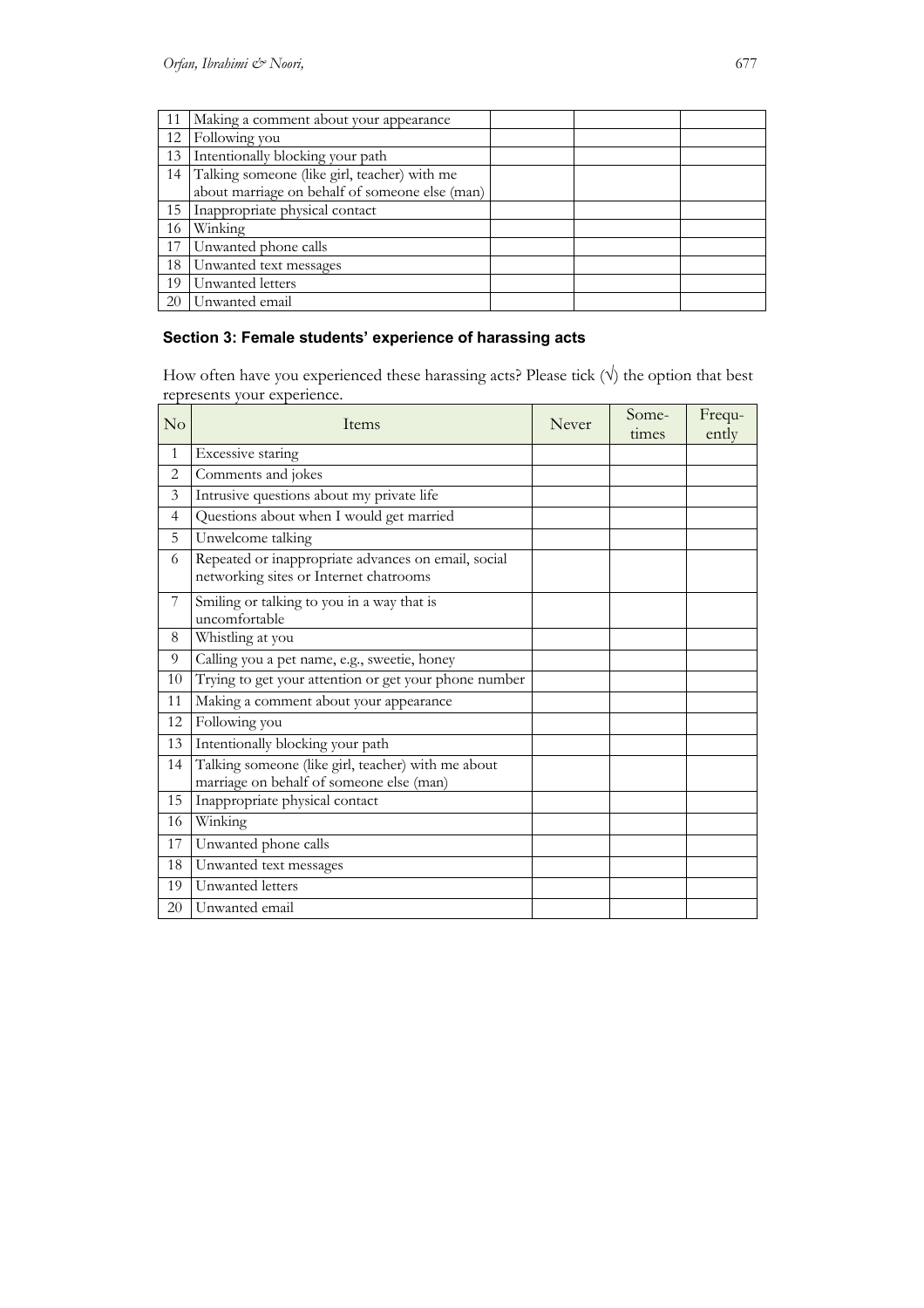| 11 | Making a comment about your appearance | | | |
|---|---|---|---|---|
| 12 | Following you | | | |
| 13 | Intentionally blocking your path | | | |
| 14 | Talking someone (like girl, teacher) with me about marriage on behalf of someone else (man) | | | |
| 15 | Inappropriate physical contact | | | |
| 16 | Winking | | | |
| 17 | Unwanted phone calls | | | |
| 18 | Unwanted text messages | | | |
| 19 | Unwanted letters | | | |
| 20 | Unwanted email | | | |

### Section 3: Female students' experience of harassing acts

How often have you experienced these harassing acts? Please tick (√) the option that best represents your experience.

| No | Items | Never | Some-times | Frequ-ently |
|---|---|---|---|---|
| 1 | Excessive staring | | | |
| 2 | Comments and jokes | | | |
| 3 | Intrusive questions about my private life | | | |
| 4 | Questions about when I would get married | | | |
| 5 | Unwelcome talking | | | |
| 6 | Repeated or inappropriate advances on email, social networking sites or Internet chatrooms | | | |
| 7 | Smiling or talking to you in a way that is uncomfortable | | | |
| 8 | Whistling at you | | | |
| 9 | Calling you a pet name, e.g., sweetie, honey | | | |
| 10 | Trying to get your attention or get your phone number | | | |
| 11 | Making a comment about your appearance | | | |
| 12 | Following you | | | |
| 13 | Intentionally blocking your path | | | |
| 14 | Talking someone (like girl, teacher) with me about marriage on behalf of someone else (man) | | | |
| 15 | Inappropriate physical contact | | | |
| 16 | Winking | | | |
| 17 | Unwanted phone calls | | | |
| 18 | Unwanted text messages | | | |
| 19 | Unwanted letters | | | |
| 20 | Unwanted email | | | |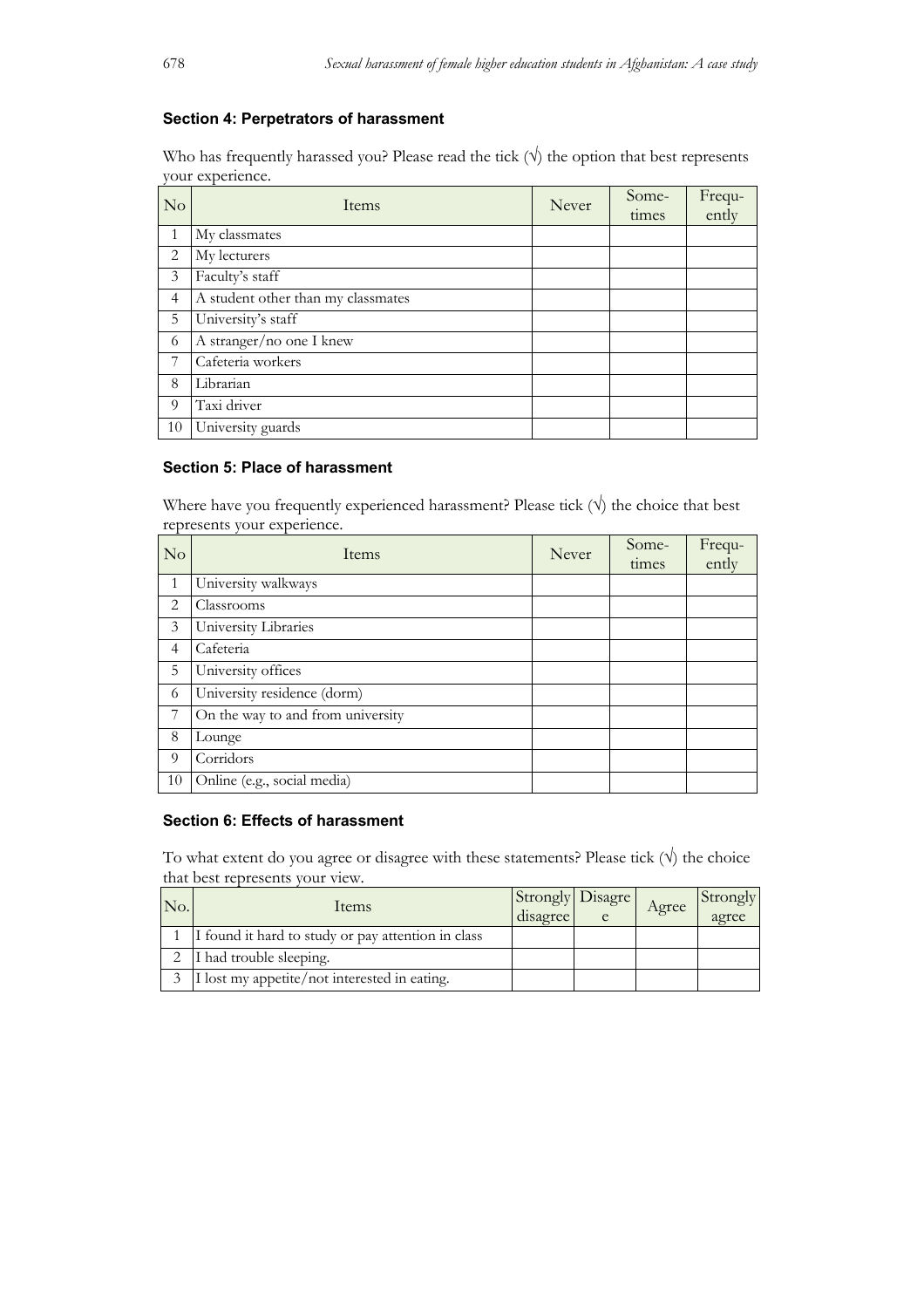### Section 4: Perpetrators of harassment

Who has frequently harassed you? Please read the tick (√) the option that best represents your experience.

| No | Items | Never | Some-times | Frequ-ently |
|---|---|---|---|---|
| 1 | My classmates | | | |
| 2 | My lecturers | | | |
| 3 | Faculty's staff | | | |
| 4 | A student other than my classmates | | | |
| 5 | University's staff | | | |
| 6 | A stranger/no one I knew | | | |
| 7 | Cafeteria workers | | | |
| 8 | Librarian | | | |
| 9 | Taxi driver | | | |
| 10 | University guards | | | |

### Section 5: Place of harassment

Where have you frequently experienced harassment? Please tick (√) the choice that best represents your experience.

| No | Items | Never | Some-times | Frequ-ently |
|---|---|---|---|---|
| 1 | University walkways | | | |
| 2 | Classrooms | | | |
| 3 | University Libraries | | | |
| 4 | Cafeteria | | | |
| 5 | University offices | | | |
| 6 | University residence (dorm) | | | |
| 7 | On the way to and from university | | | |
| 8 | Lounge | | | |
| 9 | Corridors | | | |
| 10 | Online (e.g., social media) | | | |

### Section 6: Effects of harassment

To what extent do you agree or disagree with these statements? Please tick (√) the choice that best represents your view.

| No. | Items | Strongly disagree | Disagree | Agree | Strongly agree |
|---|---|---|---|---|---|
| 1 | I found it hard to study or pay attention in class | | | | |
| 2 | I had trouble sleeping. | | | | |
| 3 | I lost my appetite/not interested in eating. | | | | |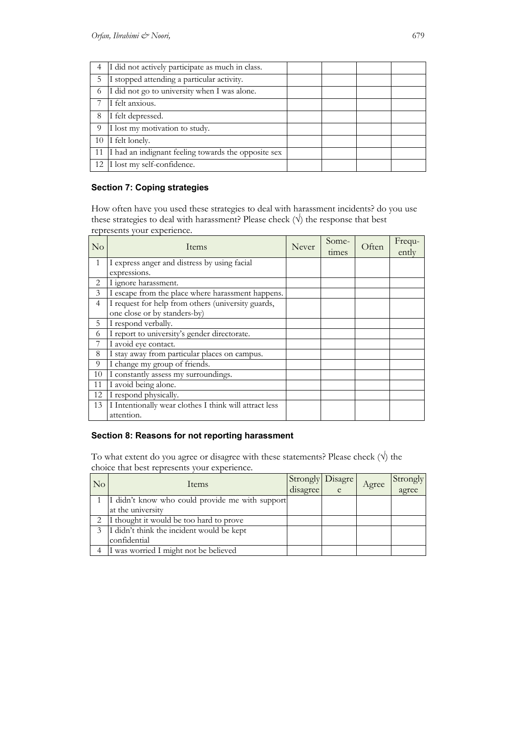| 4 | I did not actively participate as much in class. | | | | |
|---|---|---|---|---|---|
| 5 | I stopped attending a particular activity. | | | | |
| 6 | I did not go to university when I was alone. | | | | |
| 7 | I felt anxious. | | | | |
| 8 | I felt depressed. | | | | |
| 9 | I lost my motivation to study. | | | | |
| 10 | I felt lonely. | | | | |
| 11 | I had an indignant feeling towards the opposite sex | | | | |
| 12 | I lost my self-confidence. | | | | |

### Section 7: Coping strategies

How often have you used these strategies to deal with harassment incidents? do you use these strategies to deal with harassment? Please check (√) the response that best represents your experience.

| No | Items | Never | Some-times | Often | Frequ-ently |
|---|---|---|---|---|---|
| 1 | I express anger and distress by using facial expressions. | | | | |
| 2 | I ignore harassment. | | | | |
| 3 | I escape from the place where harassment happens. | | | | |
| 4 | I request for help from others (university guards, one close or by standers-by) | | | | |
| 5 | I respond verbally. | | | | |
| 6 | I report to university's gender directorate. | | | | |
| 7 | I avoid eye contact. | | | | |
| 8 | I stay away from particular places on campus. | | | | |
| 9 | I change my group of friends. | | | | |
| 10 | I constantly assess my surroundings. | | | | |
| 11 | I avoid being alone. | | | | |
| 12 | I respond physically. | | | | |
| 13 | I Intentionally wear clothes I think will attract less attention. | | | | |

### Section 8: Reasons for not reporting harassment

To what extent do you agree or disagree with these statements? Please check (√) the choice that best represents your experience.

| No | Items | Strongly disagree | Disagree | Agree | Strongly agree |
|---|---|---|---|---|---|
| 1 | I didn't know who could provide me with support at the university | | | | |
| 2 | I thought it would be too hard to prove | | | | |
| 3 | I didn't think the incident would be kept confidential | | | | |
| 4 | I was worried I might not be believed | | | | |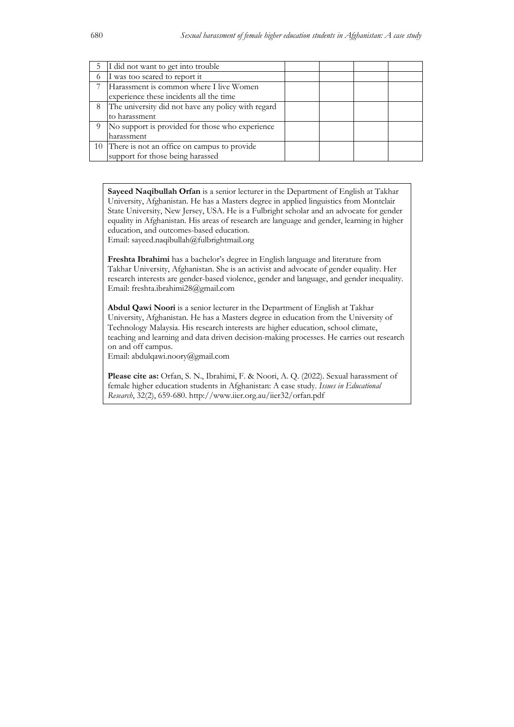| | | | | | |
|---|---|---|---|---|---|
| 5 | I did not want to get into trouble | | | | |
| 6 | I was too scared to report it | | | | |
| 7 | Harassment is common where I live Women experience these incidents all the time | | | | |
| 8 | The university did not have any policy with regard to harassment | | | | |
| 9 | No support is provided for those who experience harassment | | | | |
| 10 | There is not an office on campus to provide support for those being harassed | | | | |

**Sayeed Naqibullah Orfan** is a senior lecturer in the Department of English at Takhar University, Afghanistan. He has a Masters degree in applied linguistics from Montclair State University, New Jersey, USA. He is a Fulbright scholar and an advocate for gender equality in Afghanistan. His areas of research are language and gender, learning in higher education, and outcomes-based education.
Email: sayeed.naqibullah@fulbrightmail.org

**Freshta Ibrahimi** has a bachelor's degree in English language and literature from Takhar University, Afghanistan. She is an activist and advocate of gender equality. Her research interests are gender-based violence, gender and language, and gender inequality.
Email: freshta.ibrahimi28@gmail.com

**Abdul Qawi Noori** is a senior lecturer in the Department of English at Takhar University, Afghanistan. He has a Masters degree in education from the University of Technology Malaysia. His research interests are higher education, school climate, teaching and learning and data driven decision-making processes. He carries out research on and off campus.
Email: abdulqawi.noory@gmail.com

**Please cite as:** Orfan, S. N., Ibrahimi, F. & Noori, A. Q. (2022). Sexual harassment of female higher education students in Afghanistan: A case study. *Issues in Educational Research*, 32(2), 659-680. http://www.iier.org.au/iier32/orfan.pdf